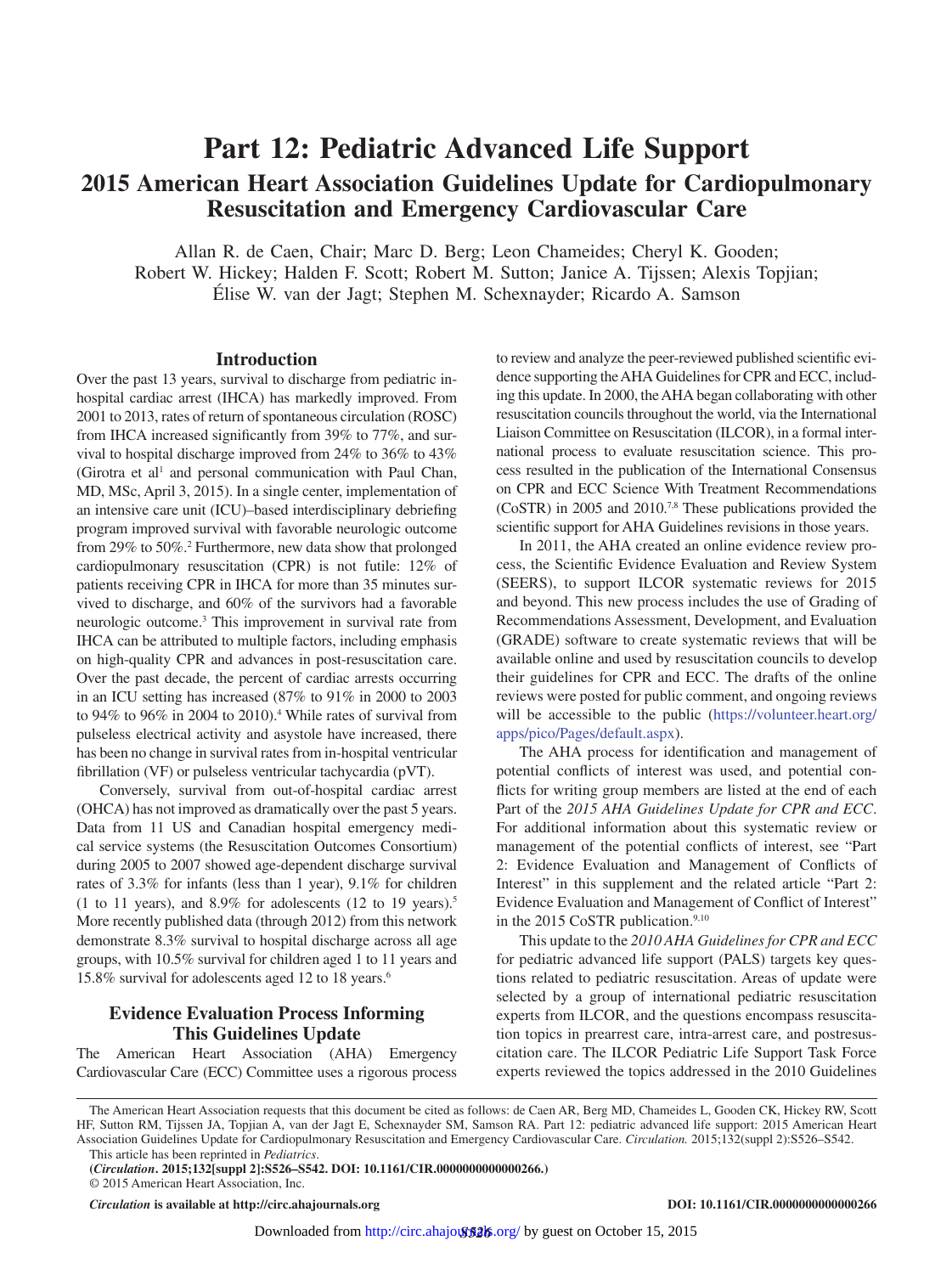# Part 12: Pediatric Advanced Life Support

## 2015 American Heart Association Guidelines Update for Cardiopulmonary Resuscitation and Emergency Cardiovascular Care

Allan R. de Caen, Chair; Marc D. Berg; Leon Chameides; Cheryl K. Gooden; Robert W. Hickey; Halden F. Scott; Robert M. Sutton; Janice A. Tijssen; Alexis Topjian; Élise W. van der Jagt; Stephen M. Schexnayder; Ricardo A. Samson

## Introduction

Over the past 13 years, survival to discharge from pediatric in-hospital cardiac arrest (IHCA) has markedly improved. From 2001 to 2013, rates of return of spontaneous circulation (ROSC) from IHCA increased significantly from 39% to 77%, and survival to hospital discharge improved from 24% to 36% to 43% (Girotra et al[1] and personal communication with Paul Chan, MD, MSc, April 3, 2015). In a single center, implementation of an intensive care unit (ICU)–based interdisciplinary debriefing program improved survival with favorable neurologic outcome from 29% to 50%.[2] Furthermore, new data show that prolonged cardiopulmonary resuscitation (CPR) is not futile: 12% of patients receiving CPR in IHCA for more than 35 minutes survived to discharge, and 60% of the survivors had a favorable neurologic outcome.[3] This improvement in survival rate from IHCA can be attributed to multiple factors, including emphasis on high-quality CPR and advances in post-resuscitation care. Over the past decade, the percent of cardiac arrests occurring in an ICU setting has increased (87% to 91% in 2000 to 2003 to 94% to 96% in 2004 to 2010).[4] While rates of survival from pulseless electrical activity and asystole have increased, there has been no change in survival rates from in-hospital ventricular fibrillation (VF) or pulseless ventricular tachycardia (pVT).

Conversely, survival from out-of-hospital cardiac arrest (OHCA) has not improved as dramatically over the past 5 years. Data from 11 US and Canadian hospital emergency medical service systems (the Resuscitation Outcomes Consortium) during 2005 to 2007 showed age-dependent discharge survival rates of 3.3% for infants (less than 1 year), 9.1% for children (1 to 11 years), and 8.9% for adolescents (12 to 19 years).[5] More recently published data (through 2012) from this network demonstrate 8.3% survival to hospital discharge across all age groups, with 10.5% survival for children aged 1 to 11 years and 15.8% survival for adolescents aged 12 to 18 years.[6]

## Evidence Evaluation Process Informing This Guidelines Update

The American Heart Association (AHA) Emergency Cardiovascular Care (ECC) Committee uses a rigorous process to review and analyze the peer-reviewed published scientific evidence supporting the AHA Guidelines for CPR and ECC, including this update. In 2000, the AHA began collaborating with other resuscitation councils throughout the world, via the International Liaison Committee on Resuscitation (ILCOR), in a formal international process to evaluate resuscitation science. This process resulted in the publication of the International Consensus on CPR and ECC Science With Treatment Recommendations (CoSTR) in 2005 and 2010.[7,8] These publications provided the scientific support for AHA Guidelines revisions in those years.

In 2011, the AHA created an online evidence review process, the Scientific Evidence Evaluation and Review System (SEERS), to support ILCOR systematic reviews for 2015 and beyond. This new process includes the use of Grading of Recommendations Assessment, Development, and Evaluation (GRADE) software to create systematic reviews that will be available online and used by resuscitation councils to develop their guidelines for CPR and ECC. The drafts of the online reviews were posted for public comment, and ongoing reviews will be accessible to the public (https://volunteer.heart.org/apps/pico/Pages/default.aspx).

The AHA process for identification and management of potential conflicts of interest was used, and potential conflicts for writing group members are listed at the end of each Part of the *2015 AHA Guidelines Update for CPR and ECC*. For additional information about this systematic review or management of the potential conflicts of interest, see "Part 2: Evidence Evaluation and Management of Conflicts of Interest" in this supplement and the related article "Part 2: Evidence Evaluation and Management of Conflict of Interest" in the 2015 CoSTR publication.[9,10]

This update to the *2010 AHA Guidelines for CPR and ECC* for pediatric advanced life support (PALS) targets key questions related to pediatric resuscitation. Areas of update were selected by a group of international pediatric resuscitation experts from ILCOR, and the questions encompass resuscitation topics in prearrest care, intra-arrest care, and postresuscitation care. The ILCOR Pediatric Life Support Task Force experts reviewed the topics addressed in the 2010 Guidelines

---

The American Heart Association requests that this document be cited as follows: de Caen AR, Berg MD, Chameides L, Gooden CK, Hickey RW, Scott HF, Sutton RM, Tijssen JA, Topjian A, van der Jagt E, Schexnayder SM, Samson RA. Part 12: pediatric advanced life support: 2015 American Heart Association Guidelines Update for Cardiopulmonary Resuscitation and Emergency Cardiovascular Care. *Circulation.* 2015;132(suppl 2):S526–S542.

This article has been reprinted in *Pediatrics*.

**(*Circulation*. 2015;132[suppl 2]:S526–S542. DOI: 10.1161/CIR.0000000000000266.)**

© 2015 American Heart Association, Inc.

***Circulation* is available at http://circ.ahajournals.org** **DOI: 10.1161/CIR.0000000000000266**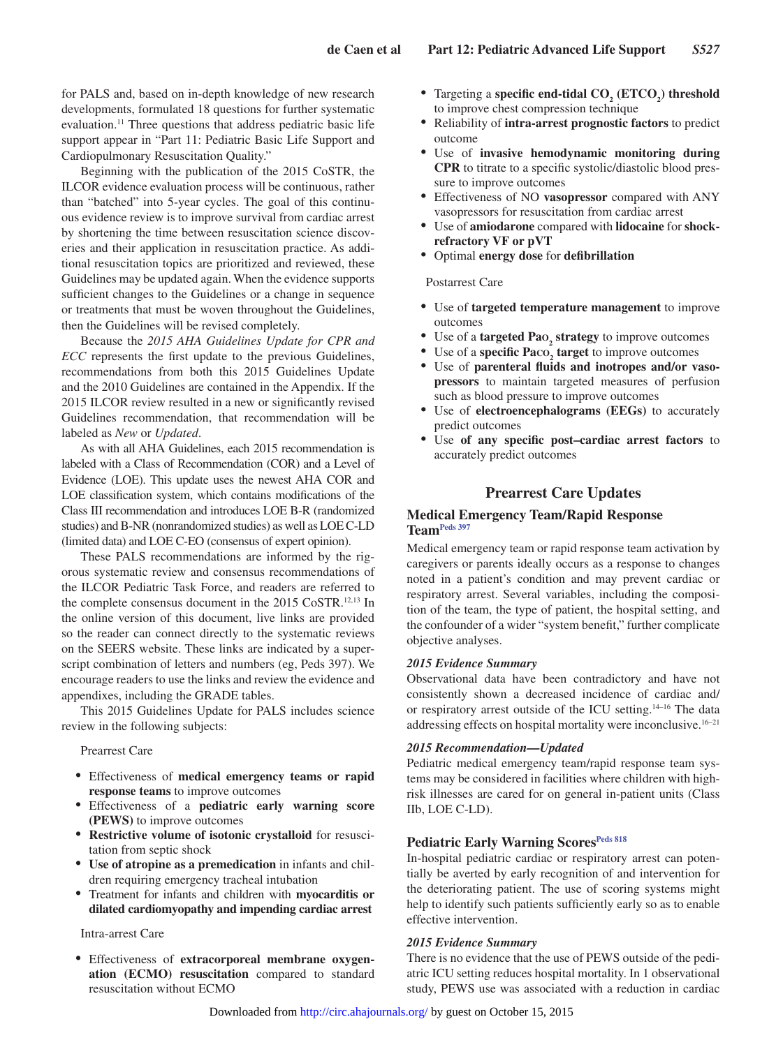for PALS and, based on in-depth knowledge of new research developments, formulated 18 questions for further systematic evaluation.[11] Three questions that address pediatric basic life support appear in "Part 11: Pediatric Basic Life Support and Cardiopulmonary Resuscitation Quality."

Beginning with the publication of the 2015 CoSTR, the ILCOR evidence evaluation process will be continuous, rather than "batched" into 5-year cycles. The goal of this continuous evidence review is to improve survival from cardiac arrest by shortening the time between resuscitation science discoveries and their application in resuscitation practice. As additional resuscitation topics are prioritized and reviewed, these Guidelines may be updated again. When the evidence supports sufficient changes to the Guidelines or a change in sequence or treatments that must be woven throughout the Guidelines, then the Guidelines will be revised completely.

Because the *2015 AHA Guidelines Update for CPR and ECC* represents the first update to the previous Guidelines, recommendations from both this 2015 Guidelines Update and the 2010 Guidelines are contained in the Appendix. If the 2015 ILCOR review resulted in a new or significantly revised Guidelines recommendation, that recommendation will be labeled as *New* or *Updated*.

As with all AHA Guidelines, each 2015 recommendation is labeled with a Class of Recommendation (COR) and a Level of Evidence (LOE). This update uses the newest AHA COR and LOE classification system, which contains modifications of the Class III recommendation and introduces LOE B-R (randomized studies) and B-NR (nonrandomized studies) as well as LOE C-LD (limited data) and LOE C-EO (consensus of expert opinion).

These PALS recommendations are informed by the rigorous systematic review and consensus recommendations of the ILCOR Pediatric Task Force, and readers are referred to the complete consensus document in the 2015 CoSTR.[12,13] In the online version of this document, live links are provided so the reader can connect directly to the systematic reviews on the SEERS website. These links are indicated by a superscript combination of letters and numbers (eg, Peds 397). We encourage readers to use the links and review the evidence and appendixes, including the GRADE tables.

This 2015 Guidelines Update for PALS includes science review in the following subjects:

Prearrest Care

- Effectiveness of **medical emergency teams or rapid response teams** to improve outcomes
- Effectiveness of a **pediatric early warning score (PEWS)** to improve outcomes
- **Restrictive volume of isotonic crystalloid** for resuscitation from septic shock
- **Use of atropine as a premedication** in infants and children requiring emergency tracheal intubation
- Treatment for infants and children with **myocarditis or dilated cardiomyopathy and impending cardiac arrest**

Intra-arrest Care

- Effectiveness of **extracorporeal membrane oxygenation (ECMO) resuscitation** compared to standard resuscitation without ECMO
- Targeting a **specific end-tidal $CO_2$ ($ETCO_2$) threshold** to improve chest compression technique
- Reliability of **intra-arrest prognostic factors** to predict outcome
- Use of **invasive hemodynamic monitoring during CPR** to titrate to a specific systolic/diastolic blood pressure to improve outcomes
- Effectiveness of NO **vasopressor** compared with ANY vasopressors for resuscitation from cardiac arrest
- Use of **amiodarone** compared with **lidocaine** for **shock-refractory VF or pVT**
- Optimal **energy dose** for **defibrillation**

Postarrest Care

- Use of **targeted temperature management** to improve outcomes
- Use of a **targeted $Pa_{O_2}$ strategy** to improve outcomes
- Use of a **specific $Pa_{CO_2}$ target** to improve outcomes
- Use of **parenteral fluids and inotropes and/or vasopressors** to maintain targeted measures of perfusion such as blood pressure to improve outcomes
- Use of **electroencephalograms (EEGs)** to accurately predict outcomes
- Use **of any specific post–cardiac arrest factors** to accurately predict outcomes

## Prearrest Care Updates

### Medical Emergency Team/Rapid Response Team[Peds 397]

Medical emergency team or rapid response team activation by caregivers or parents ideally occurs as a response to changes noted in a patient's condition and may prevent cardiac or respiratory arrest. Several variables, including the composition of the team, the type of patient, the hospital setting, and the confounder of a wider "system benefit," further complicate objective analyses.

#### *2015 Evidence Summary*

Observational data have been contradictory and have not consistently shown a decreased incidence of cardiac and/or respiratory arrest outside of the ICU setting.[14–16] The data addressing effects on hospital mortality were inconclusive.[16–21]

#### *2015 Recommendation—Updated*

Pediatric medical emergency team/rapid response team systems may be considered in facilities where children with high-risk illnesses are cared for on general in-patient units (Class IIb, LOE C-LD).

### Pediatric Early Warning Scores[Peds 818]

In-hospital pediatric cardiac or respiratory arrest can potentially be averted by early recognition of and intervention for the deteriorating patient. The use of scoring systems might help to identify such patients sufficiently early so as to enable effective intervention.

#### *2015 Evidence Summary*

There is no evidence that the use of PEWS outside of the pediatric ICU setting reduces hospital mortality. In 1 observational study, PEWS use was associated with a reduction in cardiac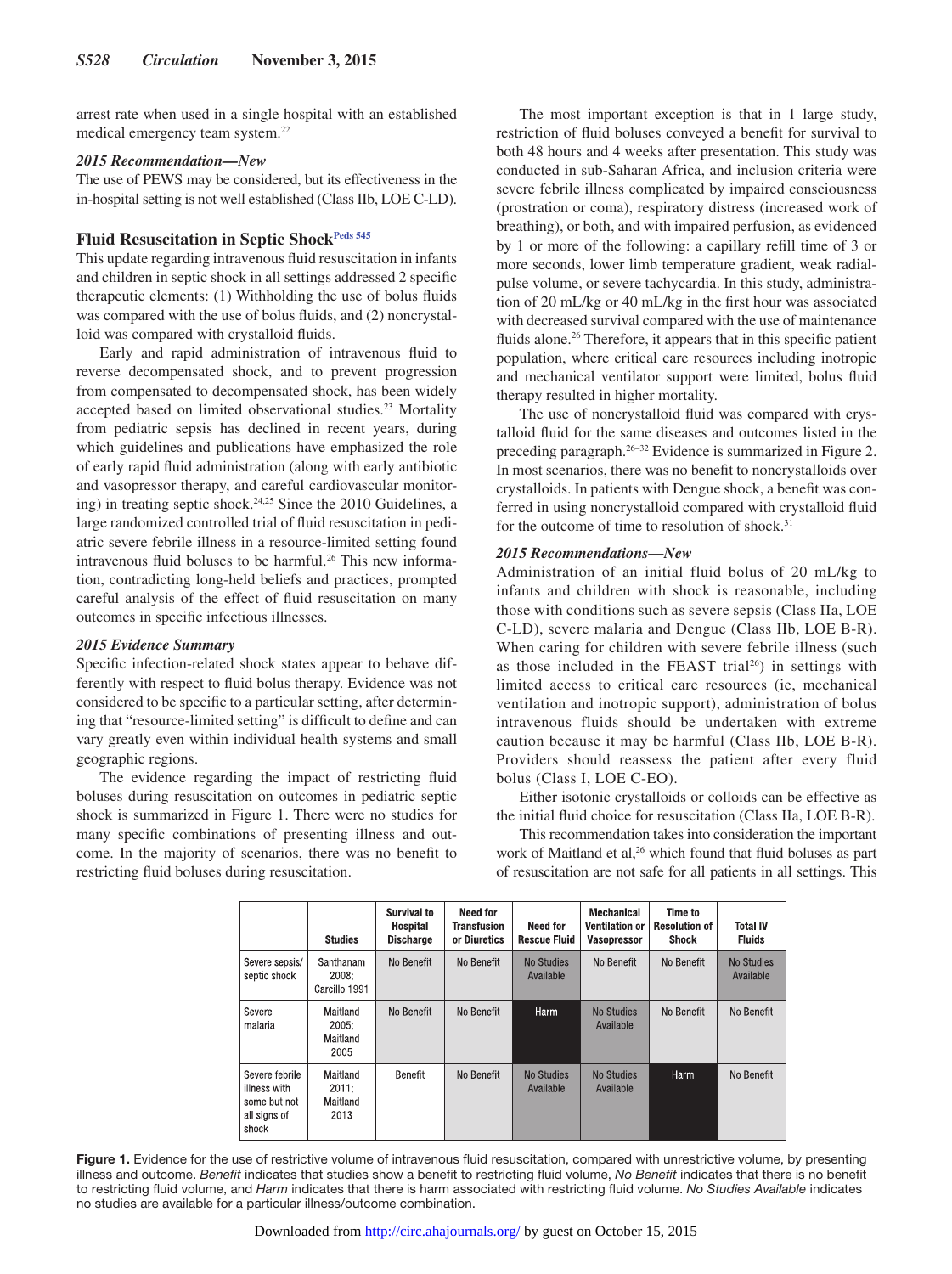arrest rate when used in a single hospital with an established medical emergency team system.[22]

### 2015 Recommendation—New

The use of PEWS may be considered, but its effectiveness in the in-hospital setting is not well established (Class IIb, LOE C-LD).

## Fluid Resuscitation in Septic Shock[Peds 545]

This update regarding intravenous fluid resuscitation in infants and children in septic shock in all settings addressed 2 specific therapeutic elements: (1) Withholding the use of bolus fluids was compared with the use of bolus fluids, and (2) noncrystalloid was compared with crystalloid fluids.

Early and rapid administration of intravenous fluid to reverse decompensated shock, and to prevent progression from compensated to decompensated shock, has been widely accepted based on limited observational studies.[23] Mortality from pediatric sepsis has declined in recent years, during which guidelines and publications have emphasized the role of early rapid fluid administration (along with early antibiotic and vasopressor therapy, and careful cardiovascular monitoring) in treating septic shock.[24,25] Since the 2010 Guidelines, a large randomized controlled trial of fluid resuscitation in pediatric severe febrile illness in a resource-limited setting found intravenous fluid boluses to be harmful.[26] This new information, contradicting long-held beliefs and practices, prompted careful analysis of the effect of fluid resuscitation on many outcomes in specific infectious illnesses.

### 2015 Evidence Summary

Specific infection-related shock states appear to behave differently with respect to fluid bolus therapy. Evidence was not considered to be specific to a particular setting, after determining that "resource-limited setting" is difficult to define and can vary greatly even within individual health systems and small geographic regions.

The evidence regarding the impact of restricting fluid boluses during resuscitation on outcomes in pediatric septic shock is summarized in Figure 1. There were no studies for many specific combinations of presenting illness and outcome. In the majority of scenarios, there was no benefit to restricting fluid boluses during resuscitation.

The most important exception is that in 1 large study, restriction of fluid boluses conveyed a benefit for survival to both 48 hours and 4 weeks after presentation. This study was conducted in sub-Saharan Africa, and inclusion criteria were severe febrile illness complicated by impaired consciousness (prostration or coma), respiratory distress (increased work of breathing), or both, and with impaired perfusion, as evidenced by 1 or more of the following: a capillary refill time of 3 or more seconds, lower limb temperature gradient, weak radial-pulse volume, or severe tachycardia. In this study, administration of 20 mL/kg or 40 mL/kg in the first hour was associated with decreased survival compared with the use of maintenance fluids alone.[26] Therefore, it appears that in this specific patient population, where critical care resources including inotropic and mechanical ventilator support were limited, bolus fluid therapy resulted in higher mortality.

The use of noncrystalloid fluid was compared with crystalloid fluid for the same diseases and outcomes listed in the preceding paragraph.[26–32] Evidence is summarized in Figure 2. In most scenarios, there was no benefit to noncrystalloids over crystalloids. In patients with Dengue shock, a benefit was conferred in using noncrystalloid compared with crystalloid fluid for the outcome of time to resolution of shock.[31]

### 2015 Recommendations—New

Administration of an initial fluid bolus of 20 mL/kg to infants and children with shock is reasonable, including those with conditions such as severe sepsis (Class IIa, LOE C-LD), severe malaria and Dengue (Class IIb, LOE B-R). When caring for children with severe febrile illness (such as those included in the FEAST trial[26]) in settings with limited access to critical care resources (ie, mechanical ventilation and inotropic support), administration of bolus intravenous fluids should be undertaken with extreme caution because it may be harmful (Class IIb, LOE B-R). Providers should reassess the patient after every fluid bolus (Class I, LOE C-EO).

Either isotonic crystalloids or colloids can be effective as the initial fluid choice for resuscitation (Class IIa, LOE B-R).

This recommendation takes into consideration the important work of Maitland et al,[26] which found that fluid boluses as part of resuscitation are not safe for all patients in all settings. This

| | Studies | Survival to Hospital Discharge | Need for Transfusion or Diuretics | Need for Rescue Fluid | Mechanical Ventilation or Vasopressor | Time to Resolution of Shock | Total IV Fluids |
|---|---|---|---|---|---|---|---|
| Severe sepsis/ septic shock | Santhanam 2008; Carcillo 1991 | No Benefit | No Benefit | No Studies Available | No Benefit | No Benefit | No Studies Available |
| Severe malaria | Maitland 2005; Maitland 2005 | No Benefit | No Benefit | Harm | No Studies Available | No Benefit | No Benefit |
| Severe febrile illness with some but not all signs of shock | Maitland 2011; Maitland 2013 | Benefit | No Benefit | No Studies Available | No Studies Available | Harm | No Benefit |

**Figure 1.** Evidence for the use of restrictive volume of intravenous fluid resuscitation, compared with unrestrictive volume, by presenting illness and outcome. *Benefit* indicates that studies show a benefit to restricting fluid volume, *No Benefit* indicates that there is no benefit to restricting fluid volume, and *Harm* indicates that there is harm associated with restricting fluid volume. *No Studies Available* indicates no studies are available for a particular illness/outcome combination.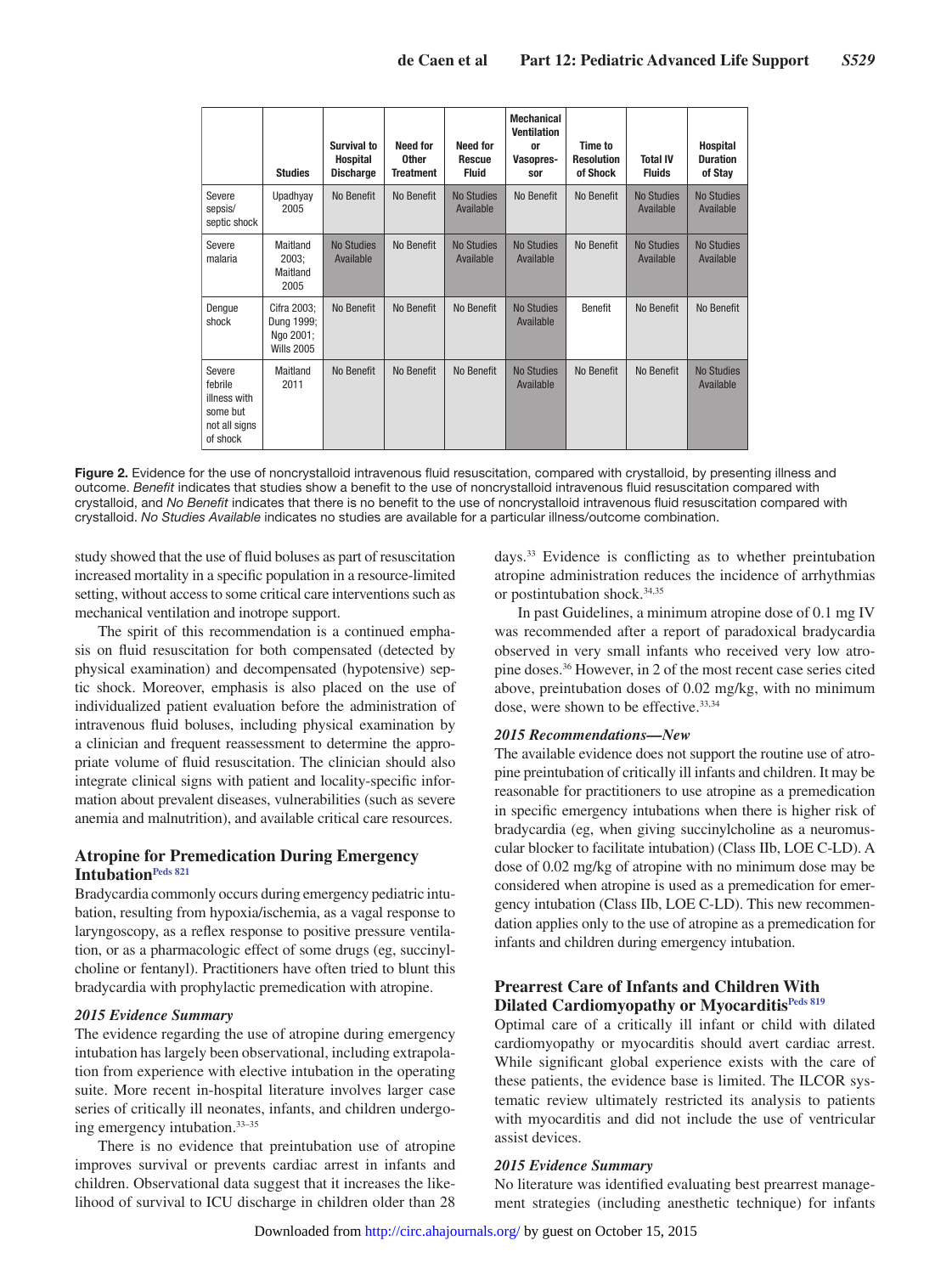| | Studies | Survival to Hospital Discharge | Need for Other Treatment | Need for Rescue Fluid | Mechanical Ventilation or Vasopressor | Time to Resolution of Shock | Total IV Fluids | Hospital Duration of Stay |
|---|---|---|---|---|---|---|---|---|
| Severe sepsis/ septic shock | Upadhyay 2005 | No Benefit | No Benefit | No Studies Available | No Benefit | No Benefit | No Studies Available | No Studies Available |
| Severe malaria | Maitland 2003; Maitland 2005 | No Studies Available | No Benefit | No Studies Available | No Studies Available | No Benefit | No Studies Available | No Studies Available |
| Dengue shock | Cifra 2003; Dung 1999; Ngo 2001; Wills 2005 | No Benefit | No Benefit | No Benefit | No Studies Available | Benefit | No Benefit | No Benefit |
| Severe febrile illness with some but not all signs of shock | Maitland 2011 | No Benefit | No Benefit | No Benefit | No Studies Available | No Benefit | No Benefit | No Studies Available |

**Figure 2.** Evidence for the use of noncrystalloid intravenous fluid resuscitation, compared with crystalloid, by presenting illness and outcome. *Benefit* indicates that studies show a benefit to the use of noncrystalloid intravenous fluid resuscitation compared with crystalloid, and *No Benefit* indicates that there is no benefit to the use of noncrystalloid intravenous fluid resuscitation compared with crystalloid. *No Studies Available* indicates no studies are available for a particular illness/outcome combination.

study showed that the use of fluid boluses as part of resuscitation increased mortality in a specific population in a resource-limited setting, without access to some critical care interventions such as mechanical ventilation and inotrope support.

The spirit of this recommendation is a continued emphasis on fluid resuscitation for both compensated (detected by physical examination) and decompensated (hypotensive) septic shock. Moreover, emphasis is also placed on the use of individualized patient evaluation before the administration of intravenous fluid boluses, including physical examination by a clinician and frequent reassessment to determine the appropriate volume of fluid resuscitation. The clinician should also integrate clinical signs with patient and locality-specific information about prevalent diseases, vulnerabilities (such as severe anemia and malnutrition), and available critical care resources.

## Atropine for Premedication During Emergency Intubation[Peds 821]

Bradycardia commonly occurs during emergency pediatric intubation, resulting from hypoxia/ischemia, as a vagal response to laryngoscopy, as a reflex response to positive pressure ventilation, or as a pharmacologic effect of some drugs (eg, succinylcholine or fentanyl). Practitioners have often tried to blunt this bradycardia with prophylactic premedication with atropine.

### *2015 Evidence Summary*

The evidence regarding the use of atropine during emergency intubation has largely been observational, including extrapolation from experience with elective intubation in the operating suite. More recent in-hospital literature involves larger case series of critically ill neonates, infants, and children undergoing emergency intubation.[33–35]

There is no evidence that preintubation use of atropine improves survival or prevents cardiac arrest in infants and children. Observational data suggest that it increases the likelihood of survival to ICU discharge in children older than 28 days.[33] Evidence is conflicting as to whether preintubation atropine administration reduces the incidence of arrhythmias or postintubation shock.[34,35]

In past Guidelines, a minimum atropine dose of 0.1 mg IV was recommended after a report of paradoxical bradycardia observed in very small infants who received very low atropine doses.[36] However, in 2 of the most recent case series cited above, preintubation doses of 0.02 mg/kg, with no minimum dose, were shown to be effective.[33,34]

### *2015 Recommendations—New*

The available evidence does not support the routine use of atropine preintubation of critically ill infants and children. It may be reasonable for practitioners to use atropine as a premedication in specific emergency intubations when there is higher risk of bradycardia (eg, when giving succinylcholine as a neuromuscular blocker to facilitate intubation) (Class IIb, LOE C-LD). A dose of 0.02 mg/kg of atropine with no minimum dose may be considered when atropine is used as a premedication for emergency intubation (Class IIb, LOE C-LD). This new recommendation applies only to the use of atropine as a premedication for infants and children during emergency intubation.

## Prearrest Care of Infants and Children With Dilated Cardiomyopathy or Myocarditis[Peds 819]

Optimal care of a critically ill infant or child with dilated cardiomyopathy or myocarditis should avert cardiac arrest. While significant global experience exists with the care of these patients, the evidence base is limited. The ILCOR systematic review ultimately restricted its analysis to patients with myocarditis and did not include the use of ventricular assist devices.

### *2015 Evidence Summary*

No literature was identified evaluating best prearrest management strategies (including anesthetic technique) for infants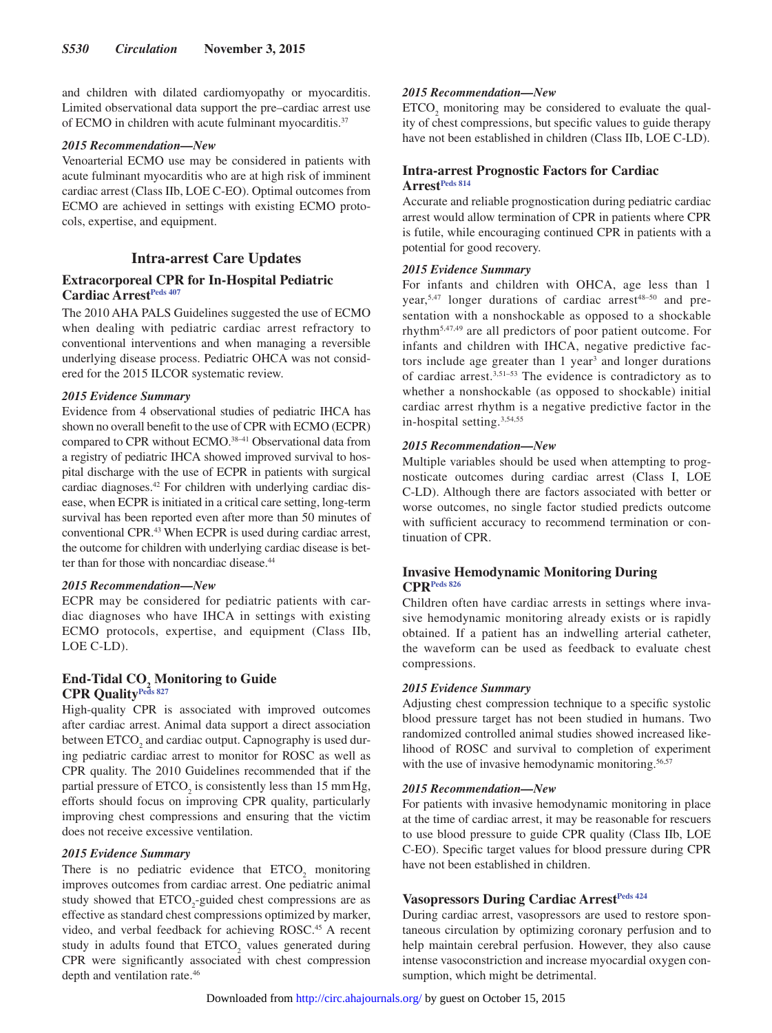and children with dilated cardiomyopathy or myocarditis. Limited observational data support the pre–cardiac arrest use of ECMO in children with acute fulminant myocarditis.[37]

#### *2015 Recommendation—New*

Venoarterial ECMO use may be considered in patients with acute fulminant myocarditis who are at high risk of imminent cardiac arrest (Class IIb, LOE C-EO). Optimal outcomes from ECMO are achieved in settings with existing ECMO protocols, expertise, and equipment.

## Intra-arrest Care Updates

### Extracorporeal CPR for In-Hospital Pediatric Cardiac Arrest[Peds 407]

The 2010 AHA PALS Guidelines suggested the use of ECMO when dealing with pediatric cardiac arrest refractory to conventional interventions and when managing a reversible underlying disease process. Pediatric OHCA was not considered for the 2015 ILCOR systematic review.

#### *2015 Evidence Summary*

Evidence from 4 observational studies of pediatric IHCA has shown no overall benefit to the use of CPR with ECMO (ECPR) compared to CPR without ECMO.[38–41] Observational data from a registry of pediatric IHCA showed improved survival to hospital discharge with the use of ECPR in patients with surgical cardiac diagnoses.[42] For children with underlying cardiac disease, when ECPR is initiated in a critical care setting, long-term survival has been reported even after more than 50 minutes of conventional CPR.[43] When ECPR is used during cardiac arrest, the outcome for children with underlying cardiac disease is better than for those with noncardiac disease.[44]

#### *2015 Recommendation—New*

ECPR may be considered for pediatric patients with cardiac diagnoses who have IHCA in settings with existing ECMO protocols, expertise, and equipment (Class IIb, LOE C-LD).

### End-Tidal $CO_2$ Monitoring to Guide CPR Quality[Peds 827]

High-quality CPR is associated with improved outcomes after cardiac arrest. Animal data support a direct association between $ETCO_2$ and cardiac output. Capnography is used during pediatric cardiac arrest to monitor for ROSC as well as CPR quality. The 2010 Guidelines recommended that if the partial pressure of $ETCO_2$ is consistently less than 15 mm Hg, efforts should focus on improving CPR quality, particularly improving chest compressions and ensuring that the victim does not receive excessive ventilation.

#### *2015 Evidence Summary*

There is no pediatric evidence that $ETCO_2$ monitoring improves outcomes from cardiac arrest. One pediatric animal study showed that $ETCO_2$-guided chest compressions are as effective as standard chest compressions optimized by marker, video, and verbal feedback for achieving ROSC.[45] A recent study in adults found that $ETCO_2$ values generated during CPR were significantly associated with chest compression depth and ventilation rate.[46]

#### *2015 Recommendation—New*

$ETCO_2$ monitoring may be considered to evaluate the quality of chest compressions, but specific values to guide therapy have not been established in children (Class IIb, LOE C-LD).

### Intra-arrest Prognostic Factors for Cardiac Arrest[Peds 814]

Accurate and reliable prognostication during pediatric cardiac arrest would allow termination of CPR in patients where CPR is futile, while encouraging continued CPR in patients with a potential for good recovery.

#### *2015 Evidence Summary*

For infants and children with OHCA, age less than 1 year,[5,47] longer durations of cardiac arrest[48–50] and presentation with a nonshockable as opposed to a shockable rhythm[5,47,49] are all predictors of poor patient outcome. For infants and children with IHCA, negative predictive factors include age greater than 1 year[3] and longer durations of cardiac arrest.[3,51–53] The evidence is contradictory as to whether a nonshockable (as opposed to shockable) initial cardiac arrest rhythm is a negative predictive factor in the in-hospital setting.[3,54,55]

#### *2015 Recommendation—New*

Multiple variables should be used when attempting to prognosticate outcomes during cardiac arrest (Class I, LOE C-LD). Although there are factors associated with better or worse outcomes, no single factor studied predicts outcome with sufficient accuracy to recommend termination or continuation of CPR.

### Invasive Hemodynamic Monitoring During CPR[Peds 826]

Children often have cardiac arrests in settings where invasive hemodynamic monitoring already exists or is rapidly obtained. If a patient has an indwelling arterial catheter, the waveform can be used as feedback to evaluate chest compressions.

#### *2015 Evidence Summary*

Adjusting chest compression technique to a specific systolic blood pressure target has not been studied in humans. Two randomized controlled animal studies showed increased likelihood of ROSC and survival to completion of experiment with the use of invasive hemodynamic monitoring.[56,57]

#### *2015 Recommendation—New*

For patients with invasive hemodynamic monitoring in place at the time of cardiac arrest, it may be reasonable for rescuers to use blood pressure to guide CPR quality (Class IIb, LOE C-EO). Specific target values for blood pressure during CPR have not been established in children.

### Vasopressors During Cardiac Arrest[Peds 424]

During cardiac arrest, vasopressors are used to restore spontaneous circulation by optimizing coronary perfusion and to help maintain cerebral perfusion. However, they also cause intense vasoconstriction and increase myocardial oxygen consumption, which might be detrimental.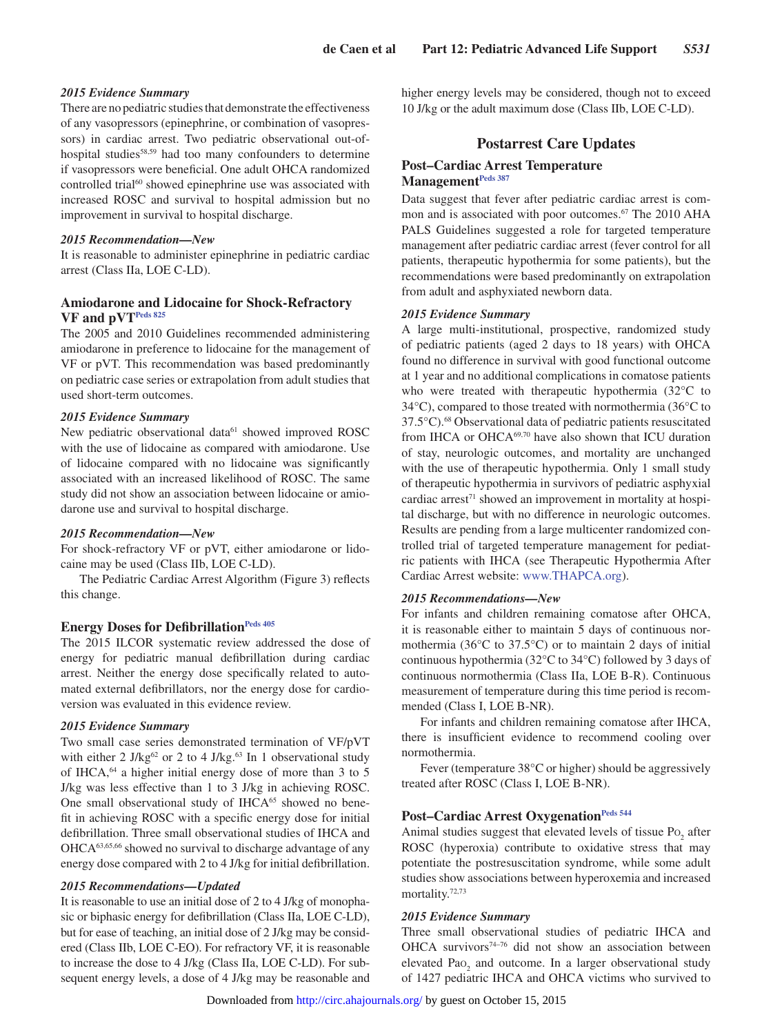#### 2015 Evidence Summary

There are no pediatric studies that demonstrate the effectiveness of any vasopressors (epinephrine, or combination of vasopressors) in cardiac arrest. Two pediatric observational out-of-hospital studies[58,59] had too many confounders to determine if vasopressors were beneficial. One adult OHCA randomized controlled trial[60] showed epinephrine use was associated with increased ROSC and survival to hospital admission but no improvement in survival to hospital discharge.

#### 2015 Recommendation—New

It is reasonable to administer epinephrine in pediatric cardiac arrest (Class IIa, LOE C-LD).

### Amiodarone and Lidocaine for Shock-Refractory VF and pVT[Peds 825]

The 2005 and 2010 Guidelines recommended administering amiodarone in preference to lidocaine for the management of VF or pVT. This recommendation was based predominantly on pediatric case series or extrapolation from adult studies that used short-term outcomes.

#### 2015 Evidence Summary

New pediatric observational data[61] showed improved ROSC with the use of lidocaine as compared with amiodarone. Use of lidocaine compared with no lidocaine was significantly associated with an increased likelihood of ROSC. The same study did not show an association between lidocaine or amiodarone use and survival to hospital discharge.

#### 2015 Recommendation—New

For shock-refractory VF or pVT, either amiodarone or lidocaine may be used (Class IIb, LOE C-LD).

The Pediatric Cardiac Arrest Algorithm (Figure 3) reflects this change.

### Energy Doses for Defibrillation[Peds 405]

The 2015 ILCOR systematic review addressed the dose of energy for pediatric manual defibrillation during cardiac arrest. Neither the energy dose specifically related to automated external defibrillators, nor the energy dose for cardioversion was evaluated in this evidence review.

#### 2015 Evidence Summary

Two small case series demonstrated termination of VF/pVT with either 2 J/kg[62] or 2 to 4 J/kg.[63] In 1 observational study of IHCA,[64] a higher initial energy dose of more than 3 to 5 J/kg was less effective than 1 to 3 J/kg in achieving ROSC. One small observational study of IHCA[65] showed no benefit in achieving ROSC with a specific energy dose for initial defibrillation. Three small observational studies of IHCA and OHCA[63,65,66] showed no survival to discharge advantage of any energy dose compared with 2 to 4 J/kg for initial defibrillation.

#### 2015 Recommendations—Updated

It is reasonable to use an initial dose of 2 to 4 J/kg of monophasic or biphasic energy for defibrillation (Class IIa, LOE C-LD), but for ease of teaching, an initial dose of 2 J/kg may be considered (Class IIb, LOE C-EO). For refractory VF, it is reasonable to increase the dose to 4 J/kg (Class IIa, LOE C-LD). For subsequent energy levels, a dose of 4 J/kg may be reasonable and higher energy levels may be considered, though not to exceed 10 J/kg or the adult maximum dose (Class IIb, LOE C-LD).

## Postarrest Care Updates

### Post–Cardiac Arrest Temperature Management[Peds 387]

Data suggest that fever after pediatric cardiac arrest is common and is associated with poor outcomes.[67] The 2010 AHA PALS Guidelines suggested a role for targeted temperature management after pediatric cardiac arrest (fever control for all patients, therapeutic hypothermia for some patients), but the recommendations were based predominantly on extrapolation from adult and asphyxiated newborn data.

#### 2015 Evidence Summary

A large multi-institutional, prospective, randomized study of pediatric patients (aged 2 days to 18 years) with OHCA found no difference in survival with good functional outcome at 1 year and no additional complications in comatose patients who were treated with therapeutic hypothermia (32°C to 34°C), compared to those treated with normothermia (36°C to 37.5°C).[68] Observational data of pediatric patients resuscitated from IHCA or OHCA[69,70] have also shown that ICU duration of stay, neurologic outcomes, and mortality are unchanged with the use of therapeutic hypothermia. Only 1 small study of therapeutic hypothermia in survivors of pediatric asphyxial cardiac arrest[71] showed an improvement in mortality at hospital discharge, but with no difference in neurologic outcomes. Results are pending from a large multicenter randomized controlled trial of targeted temperature management for pediatric patients with IHCA (see Therapeutic Hypothermia After Cardiac Arrest website: www.THAPCA.org).

#### 2015 Recommendations—New

For infants and children remaining comatose after OHCA, it is reasonable either to maintain 5 days of continuous normothermia (36°C to 37.5°C) or to maintain 2 days of initial continuous hypothermia (32°C to 34°C) followed by 3 days of continuous normothermia (Class IIa, LOE B-R). Continuous measurement of temperature during this time period is recommended (Class I, LOE B-NR).

For infants and children remaining comatose after IHCA, there is insufficient evidence to recommend cooling over normothermia.

Fever (temperature 38°C or higher) should be aggressively treated after ROSC (Class I, LOE B-NR).

### Post–Cardiac Arrest Oxygenation[Peds 544]

Animal studies suggest that elevated levels of tissue $Po_2$ after ROSC (hyperoxia) contribute to oxidative stress that may potentiate the postresuscitation syndrome, while some adult studies show associations between hyperoxemia and increased mortality.[72,73]

#### 2015 Evidence Summary

Three small observational studies of pediatric IHCA and OHCA survivors[74–76] did not show an association between elevated $Pao_2$ and outcome. In a larger observational study of 1427 pediatric IHCA and OHCA victims who survived to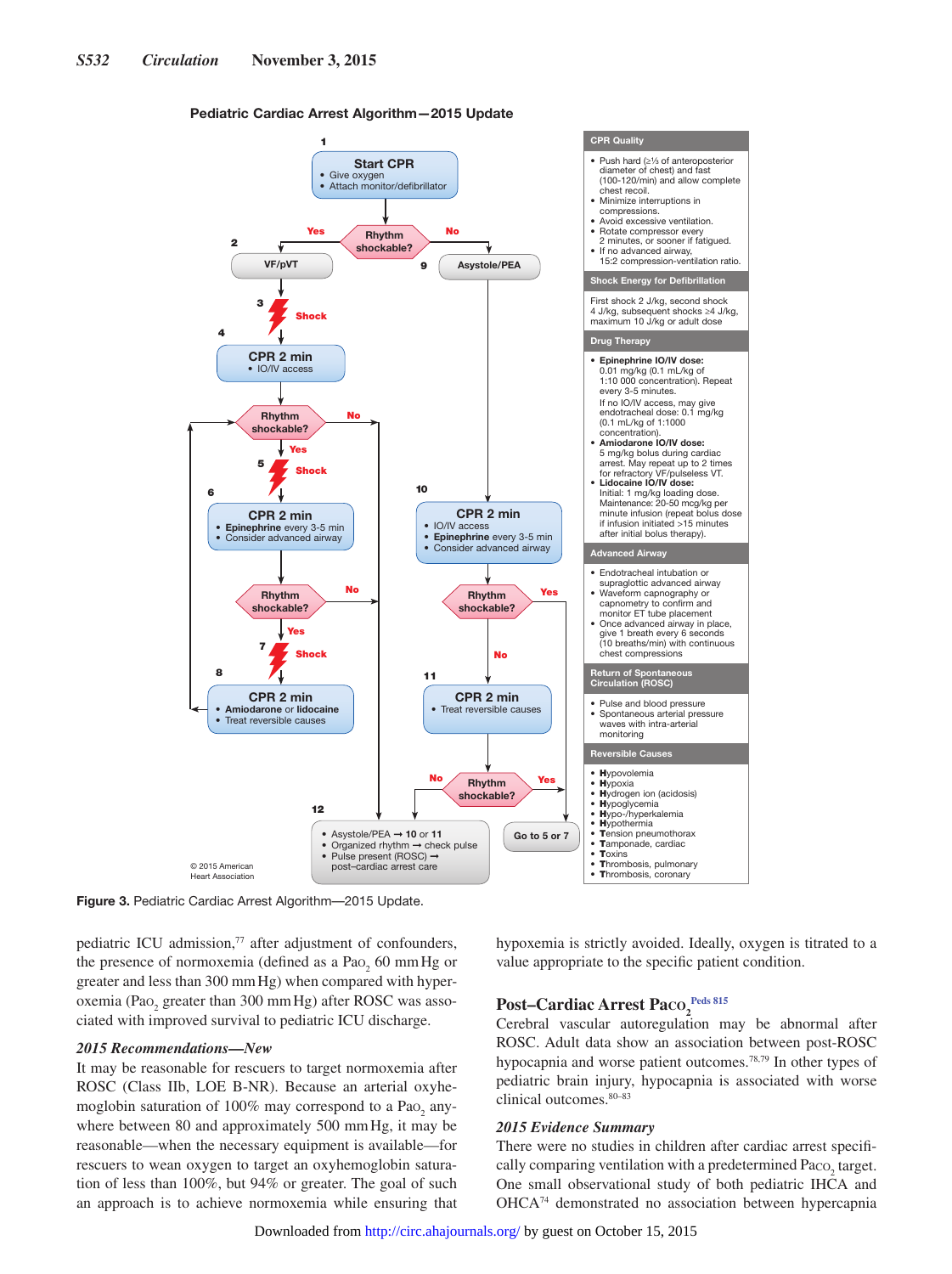## Pediatric Cardiac Arrest Algorithm—2015 Update

**1** **Start CPR**
- Give oxygen
- Attach monitor/defibrillator

**Rhythm shockable?** Yes → 2; No → 9

**2** VF/pVT

**3** Shock

**4** **CPR 2 min**
- IO/IV access

**Rhythm shockable?** Yes → 5; No → 12

**5** Shock

**6** **CPR 2 min**
- **Epinephrine** every 3-5 min
- Consider advanced airway

**Rhythm shockable?** Yes → 7; No → 12

**7** Shock

**8** **CPR 2 min**
- **Amiodarone** or **lidocaine**
- Treat reversible causes

**9** Asystole/PEA

**10** **CPR 2 min**
- IO/IV access
- **Epinephrine** every 3-5 min
- Consider advanced airway

**Rhythm shockable?** Yes → Go to 5 or 7; No → 11

**11** **CPR 2 min**
- Treat reversible causes

**Rhythm shockable?** Yes → Go to 5 or 7; No → 12

**12**
- Asystole/PEA → 10 or 11
- Organized rhythm → check pulse
- Pulse present (ROSC) → post–cardiac arrest care

**Go to 5 or 7**

© 2015 American Heart Association

**CPR Quality**
- Push hard (≥⅓ of anteroposterior diameter of chest) and fast (100-120/min) and allow complete chest recoil.
- Minimize interruptions in compressions.
- Avoid excessive ventilation.
- Rotate compressor every 2 minutes, or sooner if fatigued.
- If no advanced airway, 15:2 compression-ventilation ratio.

**Shock Energy for Defibrillation**

First shock 2 J/kg, second shock 4 J/kg, subsequent shocks ≥4 J/kg, maximum 10 J/kg or adult dose

**Drug Therapy**
- **Epinephrine IO/IV dose:** 0.01 mg/kg (0.1 mL/kg of 1:10 000 concentration). Repeat every 3-5 minutes. If no IO/IV access, may give endotracheal dose: 0.1 mg/kg (0.1 mL/kg of 1:1000 concentration).
- **Amiodarone IO/IV dose:** 5 mg/kg bolus during cardiac arrest. May repeat up to 2 times for refractory VF/pulseless VT.
- **Lidocaine IO/IV dose:** Initial: 1 mg/kg loading dose. Maintenance: 20-50 mcg/kg per minute infusion (repeat bolus dose if infusion initiated >15 minutes after initial bolus therapy).

**Advanced Airway**
- Endotracheal intubation or supraglottic advanced airway
- Waveform capnography or capnometry to confirm and monitor ET tube placement
- Once advanced airway in place, give 1 breath every 6 seconds (10 breaths/min) with continuous chest compressions

**Return of Spontaneous Circulation (ROSC)**
- Pulse and blood pressure
- Spontaneous arterial pressure waves with intra-arterial monitoring

**Reversible Causes**
- **H**ypovolemia
- **H**ypoxia
- **H**ydrogen ion (acidosis)
- **H**ypoglycemia
- **H**ypo-/hyperkalemia
- **H**ypothermia
- **T**ension pneumothorax
- **T**amponade, cardiac
- **T**oxins
- **T**hrombosis, pulmonary
- **T**hrombosis, coronary

**Figure 3.** Pediatric Cardiac Arrest Algorithm—2015 Update.

pediatric ICU admission,[77] after adjustment of confounders, the presence of normoxemia (defined as a $Pa_{O_2}$ 60 mm Hg or greater and less than 300 mm Hg) when compared with hyperoxemia ($Pa_{O_2}$ greater than 300 mm Hg) after ROSC was associated with improved survival to pediatric ICU discharge.

### *2015 Recommendations—New*

It may be reasonable for rescuers to target normoxemia after ROSC (Class IIb, LOE B-NR). Because an arterial oxyhemoglobin saturation of 100% may correspond to a $Pa_{O_2}$ anywhere between 80 and approximately 500 mm Hg, it may be reasonable—when the necessary equipment is available—for rescuers to wean oxygen to target an oxyhemoglobin saturation of less than 100%, but 94% or greater. The goal of such an approach is to achieve normoxemia while ensuring that hypoxemia is strictly avoided. Ideally, oxygen is titrated to a value appropriate to the specific patient condition.

## Post–Cardiac Arrest $Pa_{CO_2}$ [Peds 815]

Cerebral vascular autoregulation may be abnormal after ROSC. Adult data show an association between post-ROSC hypocapnia and worse patient outcomes.[78,79] In other types of pediatric brain injury, hypocapnia is associated with worse clinical outcomes.[80–83]

### *2015 Evidence Summary*

There were no studies in children after cardiac arrest specifically comparing ventilation with a predetermined $Pa_{CO_2}$ target. One small observational study of both pediatric IHCA and OHCA[74] demonstrated no association between hypercapnia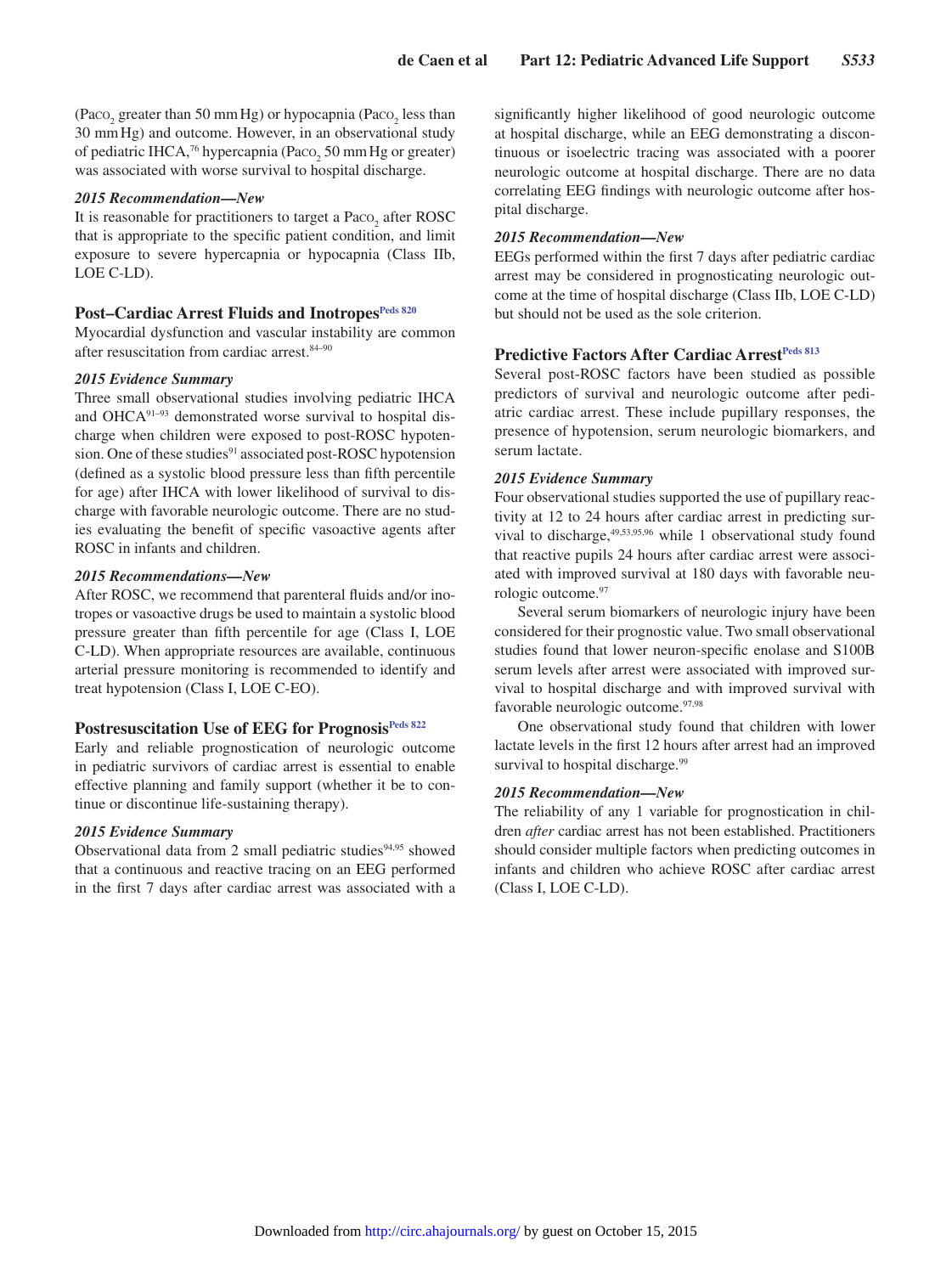($Pa_{CO_2}$ greater than 50 mm Hg) or hypocapnia ($Pa_{CO_2}$ less than 30 mm Hg) and outcome. However, in an observational study of pediatric IHCA,[76] hypercapnia ($Pa_{CO_2}$ 50 mm Hg or greater) was associated with worse survival to hospital discharge.

#### *2015 Recommendation—New*

It is reasonable for practitioners to target a $Pa_{CO_2}$ after ROSC that is appropriate to the specific patient condition, and limit exposure to severe hypercapnia or hypocapnia (Class IIb, LOE C-LD).

### Post–Cardiac Arrest Fluids and Inotropes[Peds 820]

Myocardial dysfunction and vascular instability are common after resuscitation from cardiac arrest.[84–90]

#### *2015 Evidence Summary*

Three small observational studies involving pediatric IHCA and OHCA[91–93] demonstrated worse survival to hospital discharge when children were exposed to post-ROSC hypotension. One of these studies[91] associated post-ROSC hypotension (defined as a systolic blood pressure less than fifth percentile for age) after IHCA with lower likelihood of survival to discharge with favorable neurologic outcome. There are no studies evaluating the benefit of specific vasoactive agents after ROSC in infants and children.

#### *2015 Recommendations—New*

After ROSC, we recommend that parenteral fluids and/or inotropes or vasoactive drugs be used to maintain a systolic blood pressure greater than fifth percentile for age (Class I, LOE C-LD). When appropriate resources are available, continuous arterial pressure monitoring is recommended to identify and treat hypotension (Class I, LOE C-EO).

### Postresuscitation Use of EEG for Prognosis[Peds 822]

Early and reliable prognostication of neurologic outcome in pediatric survivors of cardiac arrest is essential to enable effective planning and family support (whether it be to continue or discontinue life-sustaining therapy).

#### *2015 Evidence Summary*

Observational data from 2 small pediatric studies[94,95] showed that a continuous and reactive tracing on an EEG performed in the first 7 days after cardiac arrest was associated with a significantly higher likelihood of good neurologic outcome at hospital discharge, while an EEG demonstrating a discontinuous or isoelectric tracing was associated with a poorer neurologic outcome at hospital discharge. There are no data correlating EEG findings with neurologic outcome after hospital discharge.

#### *2015 Recommendation—New*

EEGs performed within the first 7 days after pediatric cardiac arrest may be considered in prognosticating neurologic outcome at the time of hospital discharge (Class IIb, LOE C-LD) but should not be used as the sole criterion.

### Predictive Factors After Cardiac Arrest[Peds 813]

Several post-ROSC factors have been studied as possible predictors of survival and neurologic outcome after pediatric cardiac arrest. These include pupillary responses, the presence of hypotension, serum neurologic biomarkers, and serum lactate.

#### *2015 Evidence Summary*

Four observational studies supported the use of pupillary reactivity at 12 to 24 hours after cardiac arrest in predicting survival to discharge,[49,53,95,96] while 1 observational study found that reactive pupils 24 hours after cardiac arrest were associated with improved survival at 180 days with favorable neurologic outcome.[97]

Several serum biomarkers of neurologic injury have been considered for their prognostic value. Two small observational studies found that lower neuron-specific enolase and S100B serum levels after arrest were associated with improved survival to hospital discharge and with improved survival with favorable neurologic outcome.[97,98]

One observational study found that children with lower lactate levels in the first 12 hours after arrest had an improved survival to hospital discharge.[99]

#### *2015 Recommendation—New*

The reliability of any 1 variable for prognostication in children *after* cardiac arrest has not been established. Practitioners should consider multiple factors when predicting outcomes in infants and children who achieve ROSC after cardiac arrest (Class I, LOE C-LD).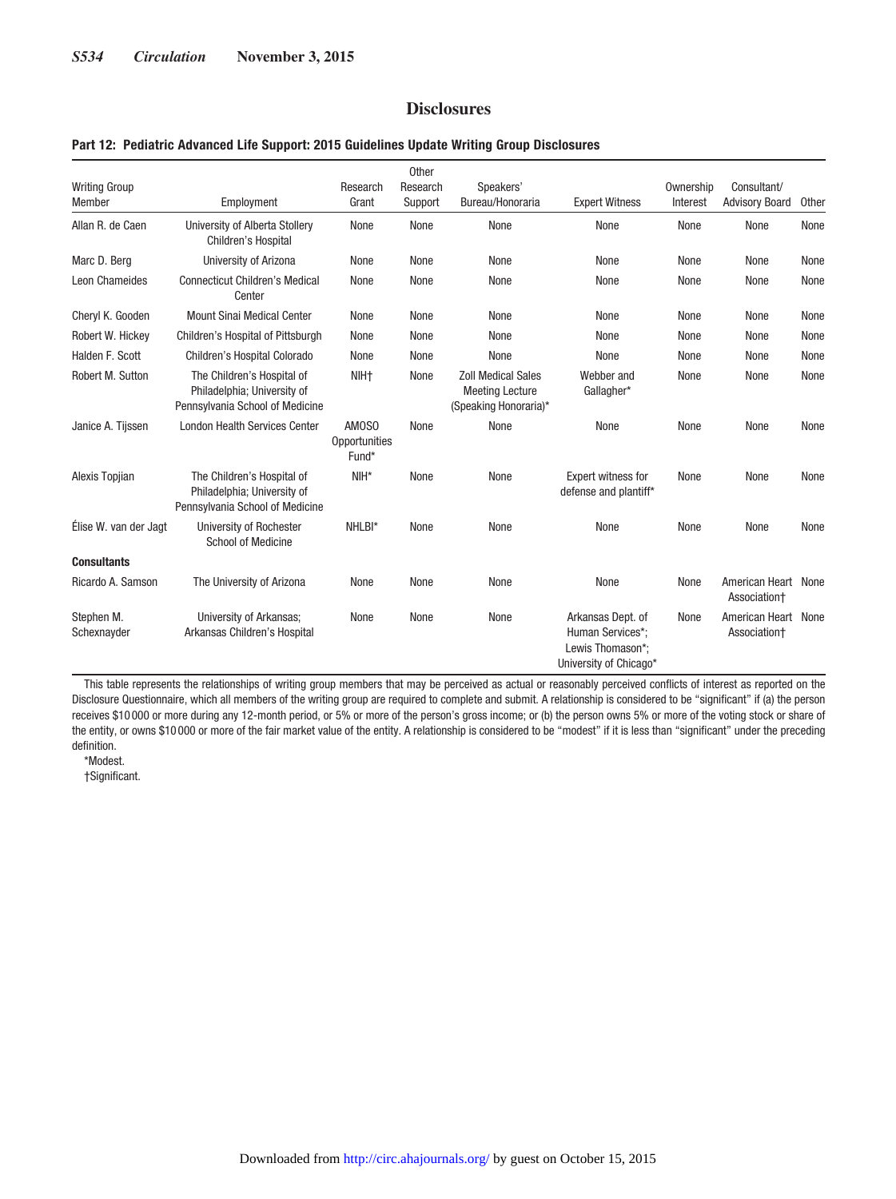## Disclosures

**Part 12: Pediatric Advanced Life Support: 2015 Guidelines Update Writing Group Disclosures**

| Writing Group Member | Employment | Research Grant | Other Research Support | Speakers' Bureau/Honoraria | Expert Witness | Ownership Interest | Consultant/ Advisory Board | Other |
|---|---|---|---|---|---|---|---|---|
| Allan R. de Caen | University of Alberta Stollery Children's Hospital | None | None | None | None | None | None | None |
| Marc D. Berg | University of Arizona | None | None | None | None | None | None | None |
| Leon Chameides | Connecticut Children's Medical Center | None | None | None | None | None | None | None |
| Cheryl K. Gooden | Mount Sinai Medical Center | None | None | None | None | None | None | None |
| Robert W. Hickey | Children's Hospital of Pittsburgh | None | None | None | None | None | None | None |
| Halden F. Scott | Children's Hospital Colorado | None | None | None | None | None | None | None |
| Robert M. Sutton | The Children's Hospital of Philadelphia; University of Pennsylvania School of Medicine | NIH† | None | Zoll Medical Sales Meeting Lecture (Speaking Honoraria)* | Webber and Gallagher* | None | None | None |
| Janice A. Tijssen | London Health Services Center | AMOSO Opportunities Fund* | None | None | None | None | None | None |
| Alexis Topjian | The Children's Hospital of Philadelphia; University of Pennsylvania School of Medicine | NIH* | None | None | Expert witness for defense and plantiff* | None | None | None |
| Élise W. van der Jagt | University of Rochester School of Medicine | NHLBI* | None | None | None | None | None | None |
| **Consultants** | | | | | | | | |
| Ricardo A. Samson | The University of Arizona | None | None | None | None | None | American Heart Association† | None |
| Stephen M. Schexnayder | University of Arkansas; Arkansas Children's Hospital | None | None | None | Arkansas Dept. of Human Services*; Lewis Thomason*; University of Chicago* | None | American Heart Association† | None |

This table represents the relationships of writing group members that may be perceived as actual or reasonably perceived conflicts of interest as reported on the Disclosure Questionnaire, which all members of the writing group are required to complete and submit. A relationship is considered to be "significant" if (a) the person receives $10 000 or more during any 12-month period, or 5% or more of the person's gross income; or (b) the person owns 5% or more of the voting stock or share of the entity, or owns $10 000 or more of the fair market value of the entity. A relationship is considered to be "modest" if it is less than "significant" under the preceding definition.

*Modest.

†Significant.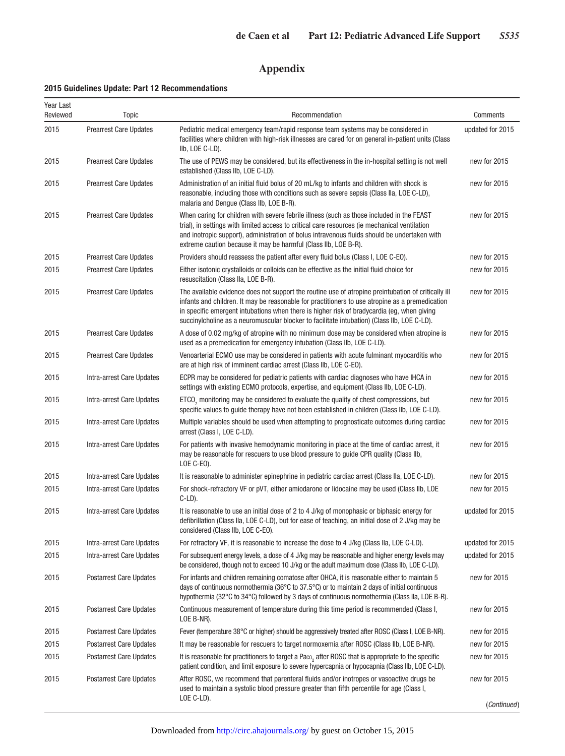# Appendix

### 2015 Guidelines Update: Part 12 Recommendations

| Year Last Reviewed | Topic | Recommendation | Comments |
|---|---|---|---|
| 2015 | Prearrest Care Updates | Pediatric medical emergency team/rapid response team systems may be considered in facilities where children with high-risk illnesses are cared for on general in-patient units (Class IIb, LOE C-LD). | updated for 2015 |
| 2015 | Prearrest Care Updates | The use of PEWS may be considered, but its effectiveness in the in-hospital setting is not well established (Class IIb, LOE C-LD). | new for 2015 |
| 2015 | Prearrest Care Updates | Administration of an initial fluid bolus of 20 mL/kg to infants and children with shock is reasonable, including those with conditions such as severe sepsis (Class IIa, LOE C-LD), malaria and Dengue (Class IIb, LOE B-R). | new for 2015 |
| 2015 | Prearrest Care Updates | When caring for children with severe febrile illness (such as those included in the FEAST trial), in settings with limited access to critical care resources (ie mechanical ventilation and inotropic support), administration of bolus intravenous fluids should be undertaken with extreme caution because it may be harmful (Class IIb, LOE B-R). | new for 2015 |
| 2015 | Prearrest Care Updates | Providers should reassess the patient after every fluid bolus (Class I, LOE C-EO). | new for 2015 |
| 2015 | Prearrest Care Updates | Either isotonic crystalloids or colloids can be effective as the initial fluid choice for resuscitation (Class IIa, LOE B-R). | new for 2015 |
| 2015 | Prearrest Care Updates | The available evidence does not support the routine use of atropine preintubation of critically ill infants and children. It may be reasonable for practitioners to use atropine as a premedication in specific emergent intubations when there is higher risk of bradycardia (eg, when giving succinylcholine as a neuromuscular blocker to facilitate intubation) (Class IIb, LOE C-LD). | new for 2015 |
| 2015 | Prearrest Care Updates | A dose of 0.02 mg/kg of atropine with no minimum dose may be considered when atropine is used as a premedication for emergency intubation (Class IIb, LOE C-LD). | new for 2015 |
| 2015 | Prearrest Care Updates | Venoarterial ECMO use may be considered in patients with acute fulminant myocarditis who are at high risk of imminent cardiac arrest (Class IIb, LOE C-EO). | new for 2015 |
| 2015 | Intra-arrest Care Updates | ECPR may be considered for pediatric patients with cardiac diagnoses who have IHCA in settings with existing ECMO protocols, expertise, and equipment (Class IIb, LOE C-LD). | new for 2015 |
| 2015 | Intra-arrest Care Updates | $ETCO_2$ monitoring may be considered to evaluate the quality of chest compressions, but specific values to guide therapy have not been established in children (Class IIb, LOE C-LD). | new for 2015 |
| 2015 | Intra-arrest Care Updates | Multiple variables should be used when attempting to prognosticate outcomes during cardiac arrest (Class I, LOE C-LD). | new for 2015 |
| 2015 | Intra-arrest Care Updates | For patients with invasive hemodynamic monitoring in place at the time of cardiac arrest, it may be reasonable for rescuers to use blood pressure to guide CPR quality (Class IIb, LOE C-EO). | new for 2015 |
| 2015 | Intra-arrest Care Updates | It is reasonable to administer epinephrine in pediatric cardiac arrest (Class IIa, LOE C-LD). | new for 2015 |
| 2015 | Intra-arrest Care Updates | For shock-refractory VF or pVT, either amiodarone or lidocaine may be used (Class IIb, LOE C-LD). | new for 2015 |
| 2015 | Intra-arrest Care Updates | It is reasonable to use an initial dose of 2 to 4 J/kg of monophasic or biphasic energy for defibrillation (Class IIa, LOE C-LD), but for ease of teaching, an initial dose of 2 J/kg may be considered (Class IIb, LOE C-EO). | updated for 2015 |
| 2015 | Intra-arrest Care Updates | For refractory VF, it is reasonable to increase the dose to 4 J/kg (Class IIa, LOE C-LD). | updated for 2015 |
| 2015 | Intra-arrest Care Updates | For subsequent energy levels, a dose of 4 J/kg may be reasonable and higher energy levels may be considered, though not to exceed 10 J/kg or the adult maximum dose (Class IIb, LOE C-LD). | updated for 2015 |
| 2015 | Postarrest Care Updates | For infants and children remaining comatose after OHCA, it is reasonable either to maintain 5 days of continuous normothermia (36°C to 37.5°C) or to maintain 2 days of initial continuous hypothermia (32°C to 34°C) followed by 3 days of continuous normothermia (Class IIa, LOE B-R). | new for 2015 |
| 2015 | Postarrest Care Updates | Continuous measurement of temperature during this time period is recommended (Class I, LOE B-NR). | new for 2015 |
| 2015 | Postarrest Care Updates | Fever (temperature 38°C or higher) should be aggressively treated after ROSC (Class I, LOE B-NR). | new for 2015 |
| 2015 | Postarrest Care Updates | It may be reasonable for rescuers to target normoxemia after ROSC (Class IIb, LOE B-NR). | new for 2015 |
| 2015 | Postarrest Care Updates | It is reasonable for practitioners to target a $Pa_{CO_2}$ after ROSC that is appropriate to the specific patient condition, and limit exposure to severe hypercapnia or hypocapnia (Class IIb, LOE C-LD). | new for 2015 |
| 2015 | Postarrest Care Updates | After ROSC, we recommend that parenteral fluids and/or inotropes or vasoactive drugs be used to maintain a systolic blood pressure greater than fifth percentile for age (Class I, LOE C-LD). | new for 2015 |

(*Continued*)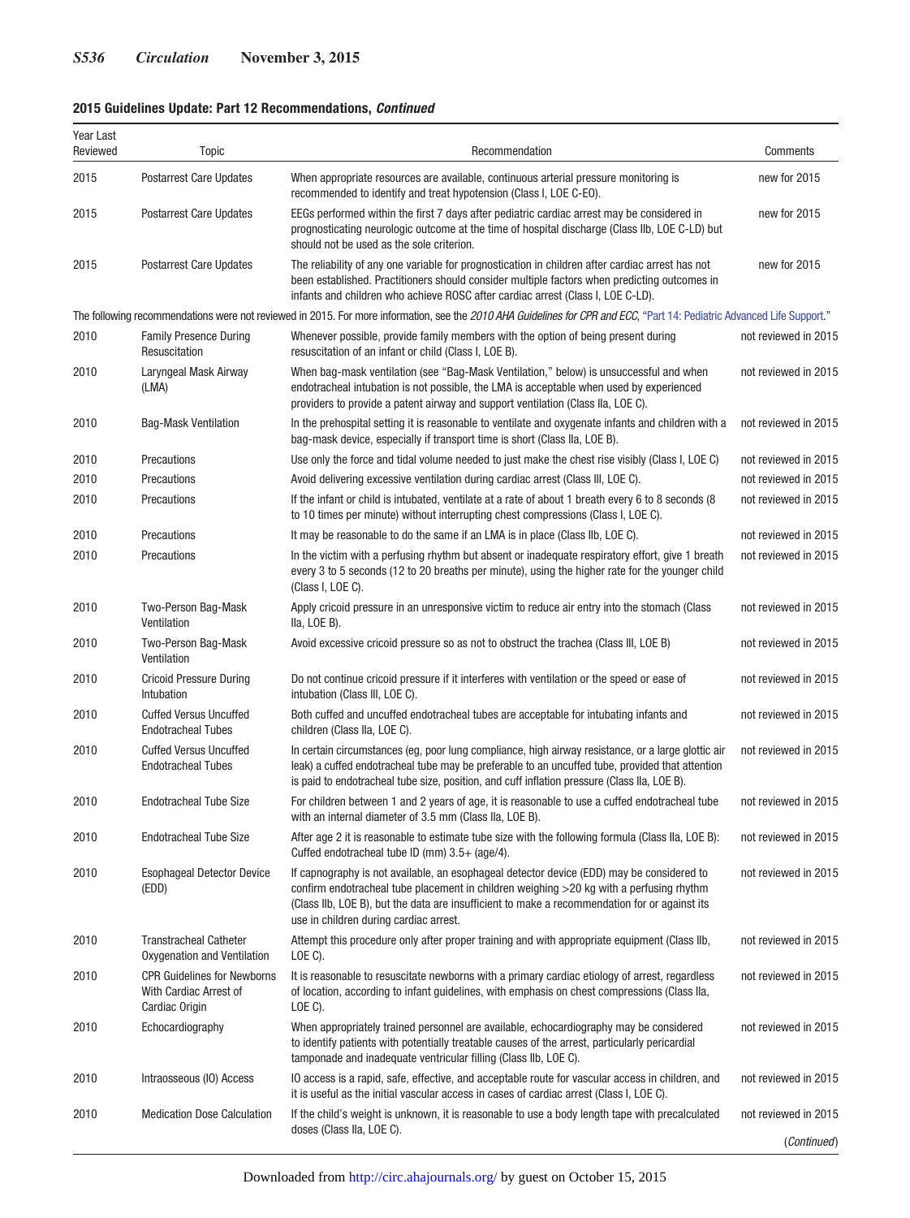**2015 Guidelines Update: Part 12 Recommendations, *Continued***

| Year Last Reviewed | Topic | Recommendation | Comments |
|---|---|---|---|
| 2015 | Postarrest Care Updates | When appropriate resources are available, continuous arterial pressure monitoring is recommended to identify and treat hypotension (Class I, LOE C-EO). | new for 2015 |
| 2015 | Postarrest Care Updates | EEGs performed within the first 7 days after pediatric cardiac arrest may be considered in prognosticating neurologic outcome at the time of hospital discharge (Class IIb, LOE C-LD) but should not be used as the sole criterion. | new for 2015 |
| 2015 | Postarrest Care Updates | The reliability of any one variable for prognostication in children after cardiac arrest has not been established. Practitioners should consider multiple factors when predicting outcomes in infants and children who achieve ROSC after cardiac arrest (Class I, LOE C-LD). | new for 2015 |
| The following recommendations were not reviewed in 2015. For more information, see the *2010 AHA Guidelines for CPR and ECC*, "Part 14: Pediatric Advanced Life Support." | | | |
| 2010 | Family Presence During Resuscitation | Whenever possible, provide family members with the option of being present during resuscitation of an infant or child (Class I, LOE B). | not reviewed in 2015 |
| 2010 | Laryngeal Mask Airway (LMA) | When bag-mask ventilation (see "Bag-Mask Ventilation," below) is unsuccessful and when endotracheal intubation is not possible, the LMA is acceptable when used by experienced providers to provide a patent airway and support ventilation (Class IIa, LOE C). | not reviewed in 2015 |
| 2010 | Bag-Mask Ventilation | In the prehospital setting it is reasonable to ventilate and oxygenate infants and children with a bag-mask device, especially if transport time is short (Class IIa, LOE B). | not reviewed in 2015 |
| 2010 | Precautions | Use only the force and tidal volume needed to just make the chest rise visibly (Class I, LOE C) | not reviewed in 2015 |
| 2010 | Precautions | Avoid delivering excessive ventilation during cardiac arrest (Class III, LOE C). | not reviewed in 2015 |
| 2010 | Precautions | If the infant or child is intubated, ventilate at a rate of about 1 breath every 6 to 8 seconds (8 to 10 times per minute) without interrupting chest compressions (Class I, LOE C). | not reviewed in 2015 |
| 2010 | Precautions | It may be reasonable to do the same if an LMA is in place (Class IIb, LOE C). | not reviewed in 2015 |
| 2010 | Precautions | In the victim with a perfusing rhythm but absent or inadequate respiratory effort, give 1 breath every 3 to 5 seconds (12 to 20 breaths per minute), using the higher rate for the younger child (Class I, LOE C). | not reviewed in 2015 |
| 2010 | Two-Person Bag-Mask Ventilation | Apply cricoid pressure in an unresponsive victim to reduce air entry into the stomach (Class IIa, LOE B). | not reviewed in 2015 |
| 2010 | Two-Person Bag-Mask Ventilation | Avoid excessive cricoid pressure so as not to obstruct the trachea (Class III, LOE B) | not reviewed in 2015 |
| 2010 | Cricoid Pressure During Intubation | Do not continue cricoid pressure if it interferes with ventilation or the speed or ease of intubation (Class III, LOE C). | not reviewed in 2015 |
| 2010 | Cuffed Versus Uncuffed Endotracheal Tubes | Both cuffed and uncuffed endotracheal tubes are acceptable for intubating infants and children (Class IIa, LOE C). | not reviewed in 2015 |
| 2010 | Cuffed Versus Uncuffed Endotracheal Tubes | In certain circumstances (eg, poor lung compliance, high airway resistance, or a large glottic air leak) a cuffed endotracheal tube may be preferable to an uncuffed tube, provided that attention is paid to endotracheal tube size, position, and cuff inflation pressure (Class IIa, LOE B). | not reviewed in 2015 |
| 2010 | Endotracheal Tube Size | For children between 1 and 2 years of age, it is reasonable to use a cuffed endotracheal tube with an internal diameter of 3.5 mm (Class IIa, LOE B). | not reviewed in 2015 |
| 2010 | Endotracheal Tube Size | After age 2 it is reasonable to estimate tube size with the following formula (Class IIa, LOE B): Cuffed endotracheal tube ID (mm) 3.5+ (age/4). | not reviewed in 2015 |
| 2010 | Esophageal Detector Device (EDD) | If capnography is not available, an esophageal detector device (EDD) may be considered to confirm endotracheal tube placement in children weighing >20 kg with a perfusing rhythm (Class IIb, LOE B), but the data are insufficient to make a recommendation for or against its use in children during cardiac arrest. | not reviewed in 2015 |
| 2010 | Transtracheal Catheter Oxygenation and Ventilation | Attempt this procedure only after proper training and with appropriate equipment (Class IIb, LOE C). | not reviewed in 2015 |
| 2010 | CPR Guidelines for Newborns With Cardiac Arrest of Cardiac Origin | It is reasonable to resuscitate newborns with a primary cardiac etiology of arrest, regardless of location, according to infant guidelines, with emphasis on chest compressions (Class IIa, LOE C). | not reviewed in 2015 |
| 2010 | Echocardiography | When appropriately trained personnel are available, echocardiography may be considered to identify patients with potentially treatable causes of the arrest, particularly pericardial tamponade and inadequate ventricular filling (Class IIb, LOE C). | not reviewed in 2015 |
| 2010 | Intraosseous (IO) Access | IO access is a rapid, safe, effective, and acceptable route for vascular access in children, and it is useful as the initial vascular access in cases of cardiac arrest (Class I, LOE C). | not reviewed in 2015 |
| 2010 | Medication Dose Calculation | If the child's weight is unknown, it is reasonable to use a body length tape with precalculated doses (Class IIa, LOE C). | not reviewed in 2015 |

(*Continued*)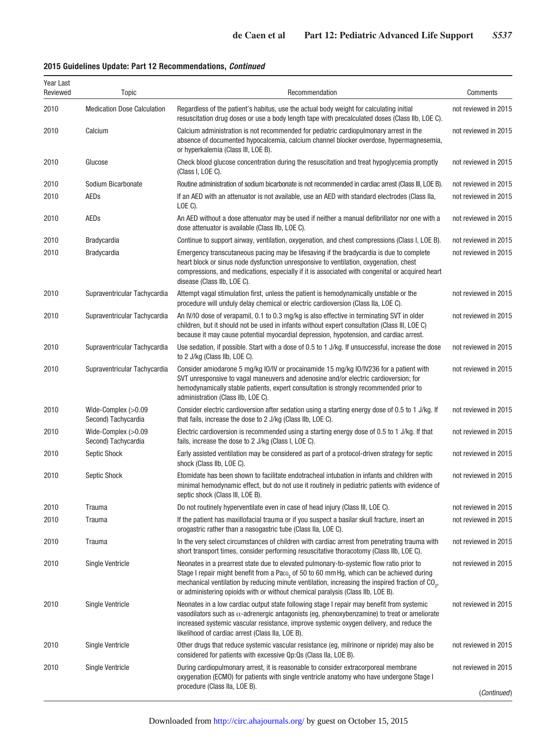**2015 Guidelines Update: Part 12 Recommendations, *Continued***

| Year Last Reviewed | Topic | Recommendation | Comments |
|---|---|---|---|
| 2010 | Medication Dose Calculation | Regardless of the patient's habitus, use the actual body weight for calculating initial resuscitation drug doses or use a body length tape with precalculated doses (Class IIb, LOE C). | not reviewed in 2015 |
| 2010 | Calcium | Calcium administration is not recommended for pediatric cardiopulmonary arrest in the absence of documented hypocalcemia, calcium channel blocker overdose, hypermagnesemia, or hyperkalemia (Class III, LOE B). | not reviewed in 2015 |
| 2010 | Glucose | Check blood glucose concentration during the resuscitation and treat hypoglycemia promptly (Class I, LOE C). | not reviewed in 2015 |
| 2010 | Sodium Bicarbonate | Routine administration of sodium bicarbonate is not recommended in cardiac arrest (Class III, LOE B). | not reviewed in 2015 |
| 2010 | AEDs | If an AED with an attenuator is not available, use an AED with standard electrodes (Class IIa, LOE C). | not reviewed in 2015 |
| 2010 | AEDs | An AED without a dose attenuator may be used if neither a manual defibrillator nor one with a dose attenuator is available (Class IIb, LOE C). | not reviewed in 2015 |
| 2010 | Bradycardia | Continue to support airway, ventilation, oxygenation, and chest compressions (Class I, LOE B). | not reviewed in 2015 |
| 2010 | Bradycardia | Emergency transcutaneous pacing may be lifesaving if the bradycardia is due to complete heart block or sinus node dysfunction unresponsive to ventilation, oxygenation, chest compressions, and medications, especially if it is associated with congenital or acquired heart disease (Class IIb, LOE C). | not reviewed in 2015 |
| 2010 | Supraventricular Tachycardia | Attempt vagal stimulation first, unless the patient is hemodynamically unstable or the procedure will unduly delay chemical or electric cardioversion (Class IIa, LOE C). | not reviewed in 2015 |
| 2010 | Supraventricular Tachycardia | An IV/IO dose of verapamil, 0.1 to 0.3 mg/kg is also effective in terminating SVT in older children, but it should not be used in infants without expert consultation (Class III, LOE C) because it may cause potential myocardial depression, hypotension, and cardiac arrest. | not reviewed in 2015 |
| 2010 | Supraventricular Tachycardia | Use sedation, if possible. Start with a dose of 0.5 to 1 J/kg. If unsuccessful, increase the dose to 2 J/kg (Class IIb, LOE C). | not reviewed in 2015 |
| 2010 | Supraventricular Tachycardia | Consider amiodarone 5 mg/kg IO/IV or procainamide 15 mg/kg IO/IV236 for a patient with SVT unresponsive to vagal maneuvers and adenosine and/or electric cardioversion; for hemodynamically stable patients, expert consultation is strongly recommended prior to administration (Class IIb, LOE C). | not reviewed in 2015 |
| 2010 | Wide-Complex (>0.09 Second) Tachycardia | Consider electric cardioversion after sedation using a starting energy dose of 0.5 to 1 J/kg. If that fails, increase the dose to 2 J/kg (Class IIb, LOE C). | not reviewed in 2015 |
| 2010 | Wide-Complex (>0.09 Second) Tachycardia | Electric cardioversion is recommended using a starting energy dose of 0.5 to 1 J/kg. If that fails, increase the dose to 2 J/kg (Class I, LOE C). | not reviewed in 2015 |
| 2010 | Septic Shock | Early assisted ventilation may be considered as part of a protocol-driven strategy for septic shock (Class IIb, LOE C). | not reviewed in 2015 |
| 2010 | Septic Shock | Etomidate has been shown to facilitate endotracheal intubation in infants and children with minimal hemodynamic effect, but do not use it routinely in pediatric patients with evidence of septic shock (Class III, LOE B). | not reviewed in 2015 |
| 2010 | Trauma | Do not routinely hyperventilate even in case of head injury (Class III, LOE C). | not reviewed in 2015 |
| 2010 | Trauma | If the patient has maxillofacial trauma or if you suspect a basilar skull fracture, insert an orogastric rather than a nasogastric tube (Class IIa, LOE C). | not reviewed in 2015 |
| 2010 | Trauma | In the very select circumstances of children with cardiac arrest from penetrating trauma with short transport times, consider performing resuscitative thoracotomy (Class IIb, LOE C). | not reviewed in 2015 |
| 2010 | Single Ventricle | Neonates in a prearrest state due to elevated pulmonary-to-systemic flow ratio prior to Stage I repair might benefit from a $Pa_{CO_2}$ of 50 to 60 mm Hg, which can be achieved during mechanical ventilation by reducing minute ventilation, increasing the inspired fraction of $CO_2$, or administering opioids with or without chemical paralysis (Class IIb, LOE B). | not reviewed in 2015 |
| 2010 | Single Ventricle | Neonates in a low cardiac output state following stage I repair may benefit from systemic vasodilators such as α-adrenergic antagonists (eg, phenoxybenzamine) to treat or ameliorate increased systemic vascular resistance, improve systemic oxygen delivery, and reduce the likelihood of cardiac arrest (Class IIa, LOE B). | not reviewed in 2015 |
| 2010 | Single Ventricle | Other drugs that reduce systemic vascular resistance (eg, milrinone or nipride) may also be considered for patients with excessive Qp:Qs (Class IIa, LOE B). | not reviewed in 2015 |
| 2010 | Single Ventricle | During cardiopulmonary arrest, it is reasonable to consider extracorporeal membrane oxygenation (ECMO) for patients with single ventricle anatomy who have undergone Stage I procedure (Class IIa, LOE B). | not reviewed in 2015 |

*(Continued)*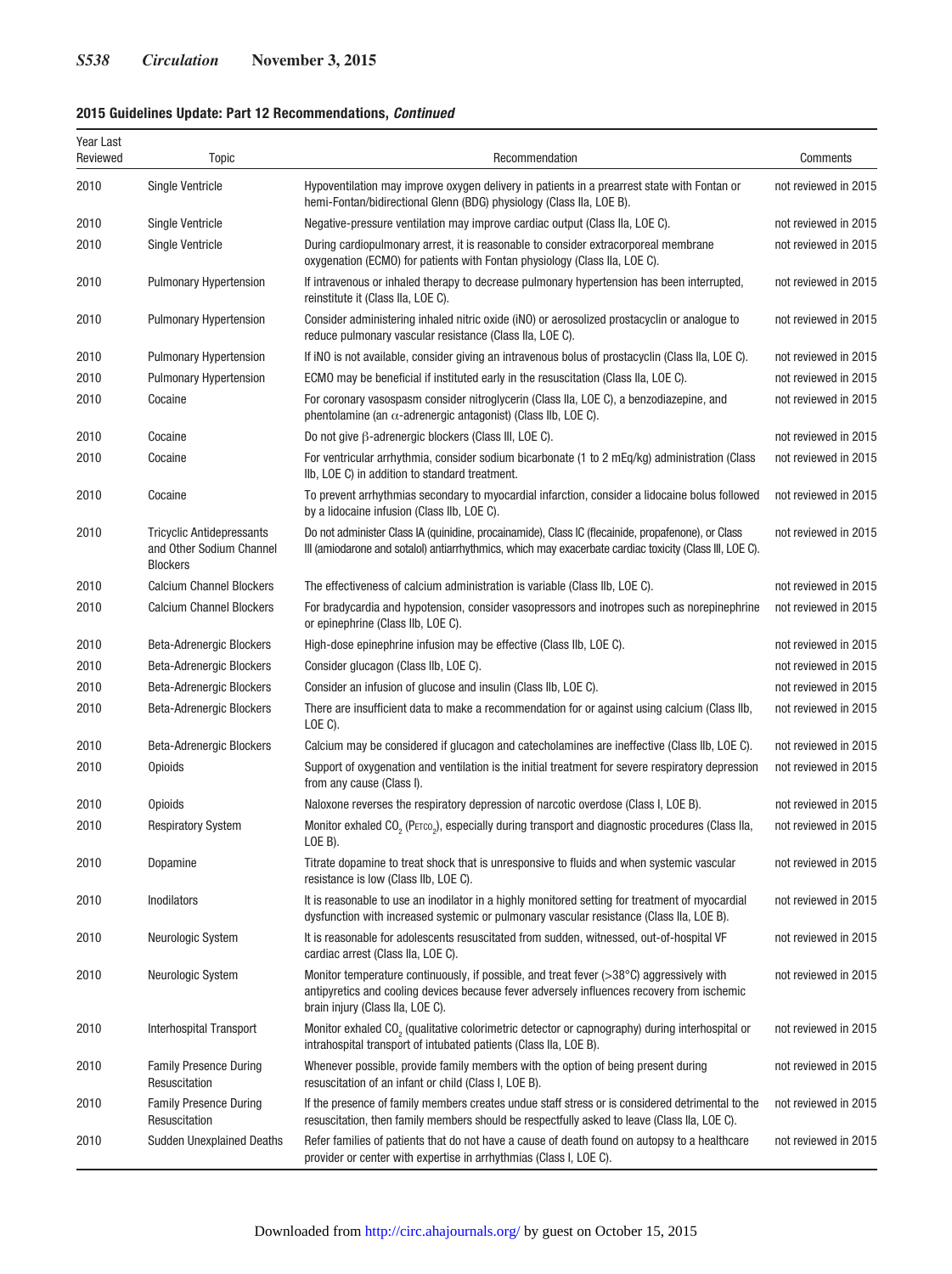**2015 Guidelines Update: Part 12 Recommendations, *Continued***

| Year Last Reviewed | Topic | Recommendation | Comments |
|---|---|---|---|
| 2010 | Single Ventricle | Hypoventilation may improve oxygen delivery in patients in a prearrest state with Fontan or hemi-Fontan/bidirectional Glenn (BDG) physiology (Class IIa, LOE B). | not reviewed in 2015 |
| 2010 | Single Ventricle | Negative-pressure ventilation may improve cardiac output (Class IIa, LOE C). | not reviewed in 2015 |
| 2010 | Single Ventricle | During cardiopulmonary arrest, it is reasonable to consider extracorporeal membrane oxygenation (ECMO) for patients with Fontan physiology (Class IIa, LOE C). | not reviewed in 2015 |
| 2010 | Pulmonary Hypertension | If intravenous or inhaled therapy to decrease pulmonary hypertension has been interrupted, reinstitute it (Class IIa, LOE C). | not reviewed in 2015 |
| 2010 | Pulmonary Hypertension | Consider administering inhaled nitric oxide (iNO) or aerosolized prostacyclin or analogue to reduce pulmonary vascular resistance (Class IIa, LOE C). | not reviewed in 2015 |
| 2010 | Pulmonary Hypertension | If iNO is not available, consider giving an intravenous bolus of prostacyclin (Class IIa, LOE C). | not reviewed in 2015 |
| 2010 | Pulmonary Hypertension | ECMO may be beneficial if instituted early in the resuscitation (Class IIa, LOE C). | not reviewed in 2015 |
| 2010 | Cocaine | For coronary vasospasm consider nitroglycerin (Class IIa, LOE C), a benzodiazepine, and phentolamine (an $\alpha$-adrenergic antagonist) (Class IIb, LOE C). | not reviewed in 2015 |
| 2010 | Cocaine | Do not give $\beta$-adrenergic blockers (Class III, LOE C). | not reviewed in 2015 |
| 2010 | Cocaine | For ventricular arrhythmia, consider sodium bicarbonate (1 to 2 mEq/kg) administration (Class IIb, LOE C) in addition to standard treatment. | not reviewed in 2015 |
| 2010 | Cocaine | To prevent arrhythmias secondary to myocardial infarction, consider a lidocaine bolus followed by a lidocaine infusion (Class IIb, LOE C). | not reviewed in 2015 |
| 2010 | Tricyclic Antidepressants and Other Sodium Channel Blockers | Do not administer Class IA (quinidine, procainamide), Class IC (flecainide, propafenone), or Class III (amiodarone and sotalol) antiarrhythmics, which may exacerbate cardiac toxicity (Class III, LOE C). | not reviewed in 2015 |
| 2010 | Calcium Channel Blockers | The effectiveness of calcium administration is variable (Class IIb, LOE C). | not reviewed in 2015 |
| 2010 | Calcium Channel Blockers | For bradycardia and hypotension, consider vasopressors and inotropes such as norepinephrine or epinephrine (Class IIb, LOE C). | not reviewed in 2015 |
| 2010 | Beta-Adrenergic Blockers | High-dose epinephrine infusion may be effective (Class IIb, LOE C). | not reviewed in 2015 |
| 2010 | Beta-Adrenergic Blockers | Consider glucagon (Class IIb, LOE C). | not reviewed in 2015 |
| 2010 | Beta-Adrenergic Blockers | Consider an infusion of glucose and insulin (Class IIb, LOE C). | not reviewed in 2015 |
| 2010 | Beta-Adrenergic Blockers | There are insufficient data to make a recommendation for or against using calcium (Class IIb, LOE C). | not reviewed in 2015 |
| 2010 | Beta-Adrenergic Blockers | Calcium may be considered if glucagon and catecholamines are ineffective (Class IIb, LOE C). | not reviewed in 2015 |
| 2010 | Opioids | Support of oxygenation and ventilation is the initial treatment for severe respiratory depression from any cause (Class I). | not reviewed in 2015 |
| 2010 | Opioids | Naloxone reverses the respiratory depression of narcotic overdose (Class I, LOE B). | not reviewed in 2015 |
| 2010 | Respiratory System | Monitor exhaled $CO_2$ ($P_{ETCO_2}$), especially during transport and diagnostic procedures (Class IIa, LOE B). | not reviewed in 2015 |
| 2010 | Dopamine | Titrate dopamine to treat shock that is unresponsive to fluids and when systemic vascular resistance is low (Class IIb, LOE C). | not reviewed in 2015 |
| 2010 | Inodilators | It is reasonable to use an inodilator in a highly monitored setting for treatment of myocardial dysfunction with increased systemic or pulmonary vascular resistance (Class IIa, LOE B). | not reviewed in 2015 |
| 2010 | Neurologic System | It is reasonable for adolescents resuscitated from sudden, witnessed, out-of-hospital VF cardiac arrest (Class IIa, LOE C). | not reviewed in 2015 |
| 2010 | Neurologic System | Monitor temperature continuously, if possible, and treat fever (>38°C) aggressively with antipyretics and cooling devices because fever adversely influences recovery from ischemic brain injury (Class IIa, LOE C). | not reviewed in 2015 |
| 2010 | Interhospital Transport | Monitor exhaled $CO_2$ (qualitative colorimetric detector or capnography) during interhospital or intrahospital transport of intubated patients (Class IIa, LOE B). | not reviewed in 2015 |
| 2010 | Family Presence During Resuscitation | Whenever possible, provide family members with the option of being present during resuscitation of an infant or child (Class I, LOE B). | not reviewed in 2015 |
| 2010 | Family Presence During Resuscitation | If the presence of family members creates undue staff stress or is considered detrimental to the resuscitation, then family members should be respectfully asked to leave (Class IIa, LOE C). | not reviewed in 2015 |
| 2010 | Sudden Unexplained Deaths | Refer families of patients that do not have a cause of death found on autopsy to a healthcare provider or center with expertise in arrhythmias (Class I, LOE C). | not reviewed in 2015 |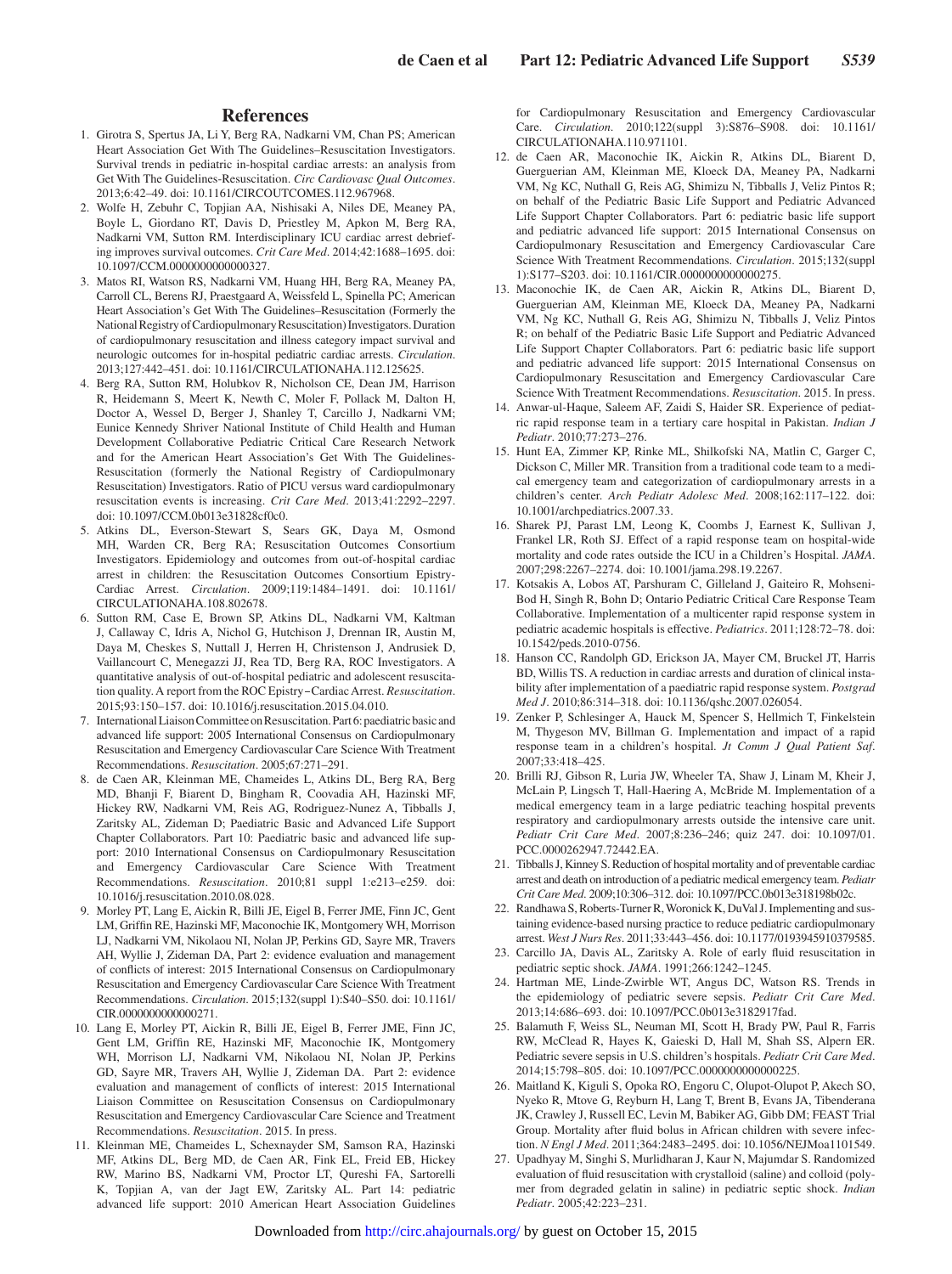## References

1. Girotra S, Spertus JA, Li Y, Berg RA, Nadkarni VM, Chan PS; American Heart Association Get With The Guidelines–Resuscitation Investigators. Survival trends in pediatric in-hospital cardiac arrests: an analysis from Get With The Guidelines-Resuscitation. *Circ Cardiovasc Qual Outcomes*. 2013;6:42–49. doi: 10.1161/CIRCOUTCOMES.112.967968.
2. Wolfe H, Zebuhr C, Topjian AA, Nishisaki A, Niles DE, Meaney PA, Boyle L, Giordano RT, Davis D, Priestley M, Apkon M, Berg RA, Nadkarni VM, Sutton RM. Interdisciplinary ICU cardiac arrest debriefing improves survival outcomes. *Crit Care Med*. 2014;42:1688–1695. doi: 10.1097/CCM.0000000000000327.
3. Matos RI, Watson RS, Nadkarni VM, Huang HH, Berg RA, Meaney PA, Carroll CL, Berens RJ, Praestgaard A, Weissfeld L, Spinella PC; American Heart Association's Get With The Guidelines–Resuscitation (Formerly the National Registry of Cardiopulmonary Resuscitation) Investigators. Duration of cardiopulmonary resuscitation and illness category impact survival and neurologic outcomes for in-hospital pediatric cardiac arrests. *Circulation*. 2013;127:442–451. doi: 10.1161/CIRCULATIONAHA.112.125625.
4. Berg RA, Sutton RM, Holubkov R, Nicholson CE, Dean JM, Harrison R, Heidemann S, Meert K, Newth C, Moler F, Pollack M, Dalton H, Doctor A, Wessel D, Berger J, Shanley T, Carcillo J, Nadkarni VM; Eunice Kennedy Shriver National Institute of Child Health and Human Development Collaborative Pediatric Critical Care Research Network and for the American Heart Association's Get With The Guidelines-Resuscitation (formerly the National Registry of Cardiopulmonary Resuscitation) Investigators. Ratio of PICU versus ward cardiopulmonary resuscitation events is increasing. *Crit Care Med*. 2013;41:2292–2297. doi: 10.1097/CCM.0b013e31828cf0c0.
5. Atkins DL, Everson-Stewart S, Sears GK, Daya M, Osmond MH, Warden CR, Berg RA; Resuscitation Outcomes Consortium Investigators. Epidemiology and outcomes from out-of-hospital cardiac arrest in children: the Resuscitation Outcomes Consortium Epistry-Cardiac Arrest. *Circulation*. 2009;119:1484–1491. doi: 10.1161/CIRCULATIONAHA.108.802678.
6. Sutton RM, Case E, Brown SP, Atkins DL, Nadkarni VM, Kaltman J, Callaway C, Idris A, Nichol G, Hutchison J, Drennan IR, Austin M, Daya M, Cheskes S, Nuttall J, Herren H, Christenson J, Andrusiek D, Vaillancourt C, Menegazzi JJ, Rea TD, Berg RA, ROC Investigators. A quantitative analysis of out-of-hospital pediatric and adolescent resuscitation quality. A report from the ROC Epistry–Cardiac Arrest. *Resuscitation*. 2015;93:150–157. doi: 10.1016/j.resuscitation.2015.04.010.
7. International Liaison Committee on Resuscitation. Part 6: paediatric basic and advanced life support: 2005 International Consensus on Cardiopulmonary Resuscitation and Emergency Cardiovascular Care Science With Treatment Recommendations. *Resuscitation*. 2005;67:271–291.
8. de Caen AR, Kleinman ME, Chameides L, Atkins DL, Berg RA, Berg MD, Bhanji F, Biarent D, Bingham R, Coovadia AH, Hazinski MF, Hickey RW, Nadkarni VM, Reis AG, Rodriguez-Nunez A, Tibballs J, Zaritsky AL, Zideman D; Paediatric Basic and Advanced Life Support Chapter Collaborators. Part 10: Paediatric basic and advanced life support: 2010 International Consensus on Cardiopulmonary Resuscitation and Emergency Cardiovascular Care Science With Treatment Recommendations. *Resuscitation*. 2010;81 suppl 1:e213–e259. doi: 10.1016/j.resuscitation.2010.08.028.
9. Morley PT, Lang E, Aickin R, Billi JE, Eigel B, Ferrer JME, Finn JC, Gent LM, Griffin RE, Hazinski MF, Maconochie IK, Montgomery WH, Morrison LJ, Nadkarni VM, Nikolaou NI, Nolan JP, Perkins GD, Sayre MR, Travers AH, Wyllie J, Zideman DA, Part 2: evidence evaluation and management of conflicts of interest: 2015 International Consensus on Cardiopulmonary Resuscitation and Emergency Cardiovascular Care Science With Treatment Recommendations. *Circulation*. 2015;132(suppl 1):S40–S50. doi: 10.1161/CIR.0000000000000271.
10. Lang E, Morley PT, Aickin R, Billi JE, Eigel B, Ferrer JME, Finn JC, Gent LM, Griffin RE, Hazinski MF, Maconochie IK, Montgomery WH, Morrison LJ, Nadkarni VM, Nikolaou NI, Nolan JP, Perkins GD, Sayre MR, Travers AH, Wyllie J, Zideman DA. Part 2: evidence evaluation and management of conflicts of interest: 2015 International Liaison Committee on Resuscitation Consensus on Cardiopulmonary Resuscitation and Emergency Cardiovascular Care Science and Treatment Recommendations. *Resuscitation*. 2015. In press.
11. Kleinman ME, Chameides L, Schexnayder SM, Samson RA, Hazinski MF, Atkins DL, Berg MD, de Caen AR, Fink EL, Freid EB, Hickey RW, Marino BS, Nadkarni VM, Proctor LT, Qureshi FA, Sartorelli K, Topjian A, van der Jagt EW, Zaritsky AL. Part 14: pediatric advanced life support: 2010 American Heart Association Guidelines for Cardiopulmonary Resuscitation and Emergency Cardiovascular Care. *Circulation*. 2010;122(suppl 3):S876–S908. doi: 10.1161/CIRCULATIONAHA.110.971101.
12. de Caen AR, Maconochie IK, Aickin R, Atkins DL, Biarent D, Guerguerian AM, Kleinman ME, Kloeck DA, Meaney PA, Nadkarni VM, Ng KC, Nuthall G, Reis AG, Shimizu N, Tibballs J, Veliz Pintos R; on behalf of the Pediatric Basic Life Support and Pediatric Advanced Life Support Chapter Collaborators. Part 6: pediatric basic life support and pediatric advanced life support: 2015 International Consensus on Cardiopulmonary Resuscitation and Emergency Cardiovascular Care Science With Treatment Recommendations. *Circulation*. 2015;132(suppl 1):S177–S203. doi: 10.1161/CIR.0000000000000275.
13. Maconochie IK, de Caen AR, Aickin R, Atkins DL, Biarent D, Guerguerian AM, Kleinman ME, Kloeck DA, Meaney PA, Nadkarni VM, Ng KC, Nuthall G, Reis AG, Shimizu N, Tibballs J, Veliz Pintos R; on behalf of the Pediatric Basic Life Support and Pediatric Advanced Life Support Chapter Collaborators. Part 6: pediatric basic life support and pediatric advanced life support: 2015 International Consensus on Cardiopulmonary Resuscitation and Emergency Cardiovascular Care Science With Treatment Recommendations. *Resuscitation*. 2015. In press.
14. Anwar-ul-Haque, Saleem AF, Zaidi S, Haider SR. Experience of pediatric rapid response team in a tertiary care hospital in Pakistan. *Indian J Pediatr*. 2010;77:273–276.
15. Hunt EA, Zimmer KP, Rinke ML, Shilkofski NA, Matlin C, Garger C, Dickson C, Miller MR. Transition from a traditional code team to a medical emergency team and categorization of cardiopulmonary arrests in a children's center. *Arch Pediatr Adolesc Med*. 2008;162:117–122. doi: 10.1001/archpediatrics.2007.33.
16. Sharek PJ, Parast LM, Leong K, Coombs J, Earnest K, Sullivan J, Frankel LR, Roth SJ. Effect of a rapid response team on hospital-wide mortality and code rates outside the ICU in a Children's Hospital. *JAMA*. 2007;298:2267–2274. doi: 10.1001/jama.298.19.2267.
17. Kotsakis A, Lobos AT, Parshuram C, Gilleland J, Gaiteiro R, Mohseni-Bod H, Singh R, Bohn D; Ontario Pediatric Critical Care Response Team Collaborative. Implementation of a multicenter rapid response system in pediatric academic hospitals is effective. *Pediatrics*. 2011;128:72–78. doi: 10.1542/peds.2010-0756.
18. Hanson CC, Randolph GD, Erickson JA, Mayer CM, Bruckel JT, Harris BD, Willis TS. A reduction in cardiac arrests and duration of clinical instability after implementation of a paediatric rapid response system. *Postgrad Med J*. 2010;86:314–318. doi: 10.1136/qshc.2007.026054.
19. Zenker P, Schlesinger A, Hauck M, Spencer S, Hellmich T, Finkelstein M, Thygeson MV, Billman G. Implementation and impact of a rapid response team in a children's hospital. *Jt Comm J Qual Patient Saf*. 2007;33:418–425.
20. Brilli RJ, Gibson R, Luria JW, Wheeler TA, Shaw J, Linam M, Kheir J, McLain P, Lingsch T, Hall-Haering A, McBride M. Implementation of a medical emergency team in a large pediatric teaching hospital prevents respiratory and cardiopulmonary arrests outside the intensive care unit. *Pediatr Crit Care Med*. 2007;8:236–246; quiz 247. doi: 10.1097/01.PCC.0000262947.72442.EA.
21. Tibballs J, Kinney S. Reduction of hospital mortality and of preventable cardiac arrest and death on introduction of a pediatric medical emergency team. *Pediatr Crit Care Med*. 2009;10:306–312. doi: 10.1097/PCC.0b013e318198b02c.
22. Randhawa S, Roberts-Turner R, Woronick K, DuVal J. Implementing and sustaining evidence-based nursing practice to reduce pediatric cardiopulmonary arrest. *West J Nurs Res*. 2011;33:443–456. doi: 10.1177/0193945910379585.
23. Carcillo JA, Davis AL, Zaritsky A. Role of early fluid resuscitation in pediatric septic shock. *JAMA*. 1991;266:1242–1245.
24. Hartman ME, Linde-Zwirble WT, Angus DC, Watson RS. Trends in the epidemiology of pediatric severe sepsis. *Pediatr Crit Care Med*. 2013;14:686–693. doi: 10.1097/PCC.0b013e3182917fad.
25. Balamuth F, Weiss SL, Neuman MI, Scott H, Brady PW, Paul R, Farris RW, McClead R, Hayes K, Gaieski D, Hall M, Shah SS, Alpern ER. Pediatric severe sepsis in U.S. children's hospitals. *Pediatr Crit Care Med*. 2014;15:798–805. doi: 10.1097/PCC.0000000000000225.
26. Maitland K, Kiguli S, Opoka RO, Engoru C, Olupot-Olupot P, Akech SO, Nyeko R, Mtove G, Reyburn H, Lang T, Brent B, Evans JA, Tibenderana JK, Crawley J, Russell EC, Levin M, Babiker AG, Gibb DM; FEAST Trial Group. Mortality after fluid bolus in African children with severe infection. *N Engl J Med*. 2011;364:2483–2495. doi: 10.1056/NEJMoa1101549.
27. Upadhyay M, Singhi S, Murlidharan J, Kaur N, Majumdar S. Randomized evaluation of fluid resuscitation with crystalloid (saline) and colloid (polymer from degraded gelatin in saline) in pediatric septic shock. *Indian Pediatr*. 2005;42:223–231.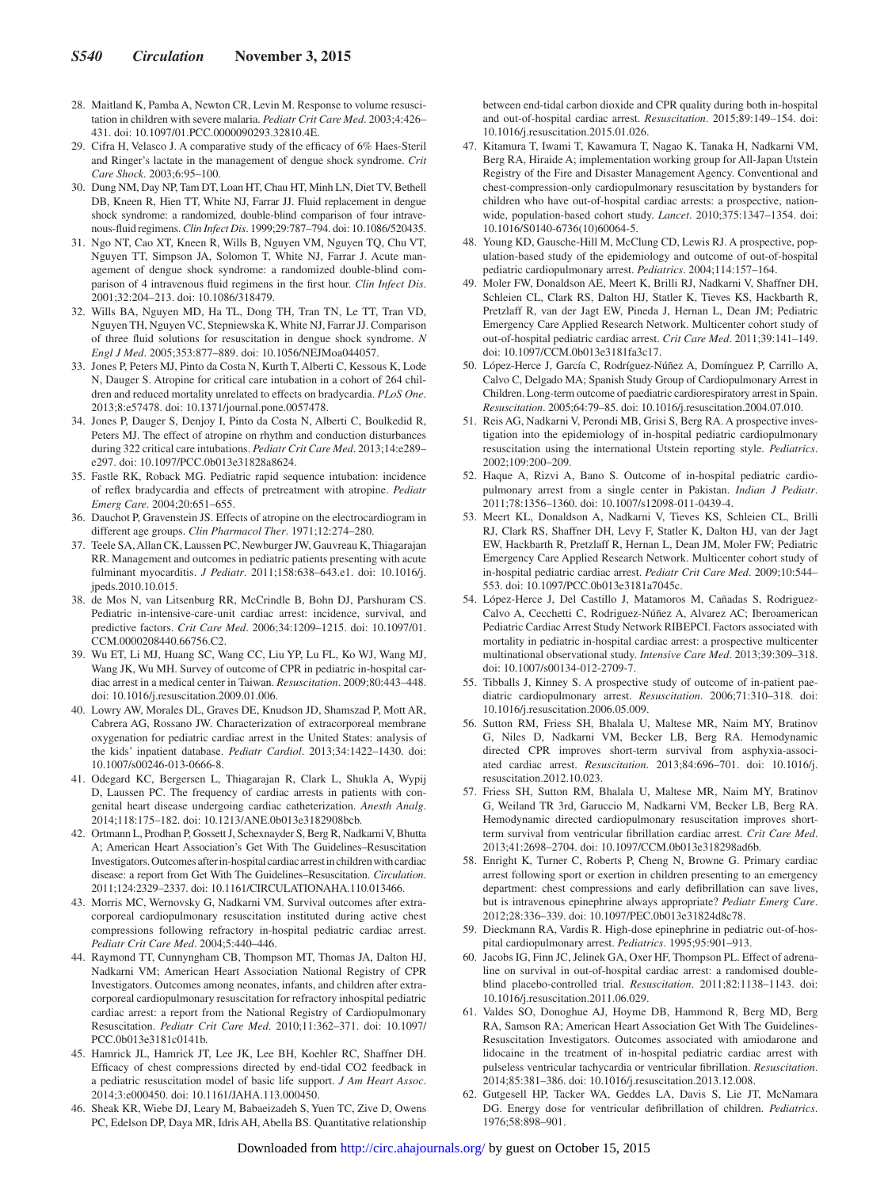28. Maitland K, Pamba A, Newton CR, Levin M. Response to volume resuscitation in children with severe malaria. *Pediatr Crit Care Med*. 2003;4:426–431. doi: 10.1097/01.PCC.0000090293.32810.4E.
29. Cifra H, Velasco J. A comparative study of the efficacy of 6% Haes-Steril and Ringer's lactate in the management of dengue shock syndrome. *Crit Care Shock*. 2003;6:95–100.
30. Dung NM, Day NP, Tam DT, Loan HT, Chau HT, Minh LN, Diet TV, Bethell DB, Kneen R, Hien TT, White NJ, Farrar JJ. Fluid replacement in dengue shock syndrome: a randomized, double-blind comparison of four intravenous-fluid regimens. *Clin Infect Dis*. 1999;29:787–794. doi: 10.1086/520435.
31. Ngo NT, Cao XT, Kneen R, Wills B, Nguyen VM, Nguyen TQ, Chu VT, Nguyen TT, Simpson JA, Solomon T, White NJ, Farrar J. Acute management of dengue shock syndrome: a randomized double-blind comparison of 4 intravenous fluid regimens in the first hour. *Clin Infect Dis*. 2001;32:204–213. doi: 10.1086/318479.
32. Wills BA, Nguyen MD, Ha TL, Dong TH, Tran TN, Le TT, Tran VD, Nguyen TH, Nguyen VC, Stepniewska K, White NJ, Farrar JJ. Comparison of three fluid solutions for resuscitation in dengue shock syndrome. *N Engl J Med*. 2005;353:877–889. doi: 10.1056/NEJMoa044057.
33. Jones P, Peters MJ, Pinto da Costa N, Kurth T, Alberti C, Kessous K, Lode N, Dauger S. Atropine for critical care intubation in a cohort of 264 children and reduced mortality unrelated to effects on bradycardia. *PLoS One*. 2013;8:e57478. doi: 10.1371/journal.pone.0057478.
34. Jones P, Dauger S, Denjoy I, Pinto da Costa N, Alberti C, Boulkedid R, Peters MJ. The effect of atropine on rhythm and conduction disturbances during 322 critical care intubations. *Pediatr Crit Care Med*. 2013;14:e289–e297. doi: 10.1097/PCC.0b013e31828a8624.
35. Fastle RK, Roback MG. Pediatric rapid sequence intubation: incidence of reflex bradycardia and effects of pretreatment with atropine. *Pediatr Emerg Care*. 2004;20:651–655.
36. Dauchot P, Gravenstein JS. Effects of atropine on the electrocardiogram in different age groups. *Clin Pharmacol Ther*. 1971;12:274–280.
37. Teele SA, Allan CK, Laussen PC, Newburger JW, Gauvreau K, Thiagarajan RR. Management and outcomes in pediatric patients presenting with acute fulminant myocarditis. *J Pediatr*. 2011;158:638–643.e1. doi: 10.1016/j.jpeds.2010.10.015.
38. de Mos N, van Litsenburg RR, McCrindle B, Bohn DJ, Parshuram CS. Pediatric in-intensive-care-unit cardiac arrest: incidence, survival, and predictive factors. *Crit Care Med*. 2006;34:1209–1215. doi: 10.1097/01.CCM.0000208440.66756.C2.
39. Wu ET, Li MJ, Huang SC, Wang CC, Liu YP, Lu FL, Ko WJ, Wang MJ, Wang JK, Wu MH. Survey of outcome of CPR in pediatric in-hospital cardiac arrest in a medical center in Taiwan. *Resuscitation*. 2009;80:443–448. doi: 10.1016/j.resuscitation.2009.01.006.
40. Lowry AW, Morales DL, Graves DE, Knudson JD, Shamszad P, Mott AR, Cabrera AG, Rossano JW. Characterization of extracorporeal membrane oxygenation for pediatric cardiac arrest in the United States: analysis of the kids' inpatient database. *Pediatr Cardiol*. 2013;34:1422–1430. doi: 10.1007/s00246-013-0666-8.
41. Odegard KC, Bergersen L, Thiagarajan R, Clark L, Shukla A, Wypij D, Laussen PC. The frequency of cardiac arrests in patients with congenital heart disease undergoing cardiac catheterization. *Anesth Analg*. 2014;118:175–182. doi: 10.1213/ANE.0b013e3182908bcb.
42. Ortmann L, Prodhan P, Gossett J, Schexnayder S, Berg R, Nadkarni V, Bhutta A; American Heart Association's Get With The Guidelines–Resuscitation Investigators. Outcomes after in-hospital cardiac arrest in children with cardiac disease: a report from Get With The Guidelines–Resuscitation. *Circulation*. 2011;124:2329–2337. doi: 10.1161/CIRCULATIONAHA.110.013466.
43. Morris MC, Wernovsky G, Nadkarni VM. Survival outcomes after extracorporeal cardiopulmonary resuscitation instituted during active chest compressions following refractory in-hospital pediatric cardiac arrest. *Pediatr Crit Care Med*. 2004;5:440–446.
44. Raymond TT, Cunnyngham CB, Thompson MT, Thomas JA, Dalton HJ, Nadkarni VM; American Heart Association National Registry of CPR Investigators. Outcomes among neonates, infants, and children after extracorporeal cardiopulmonary resuscitation for refractory inhospital pediatric cardiac arrest: a report from the National Registry of Cardiopulmonary Resuscitation. *Pediatr Crit Care Med*. 2010;11:362–371. doi: 10.1097/PCC.0b013e3181c0141b.
45. Hamrick JL, Hamrick JT, Lee JK, Lee BH, Koehler RC, Shaffner DH. Efficacy of chest compressions directed by end-tidal CO2 feedback in a pediatric resuscitation model of basic life support. *J Am Heart Assoc*. 2014;3:e000450. doi: 10.1161/JAHA.113.000450.
46. Sheak KR, Wiebe DJ, Leary M, Babaeizadeh S, Yuen TC, Zive D, Owens PC, Edelson DP, Daya MR, Idris AH, Abella BS. Quantitative relationship between end-tidal carbon dioxide and CPR quality during both in-hospital and out-of-hospital cardiac arrest. *Resuscitation*. 2015;89:149–154. doi: 10.1016/j.resuscitation.2015.01.026.
47. Kitamura T, Iwami T, Kawamura T, Nagao K, Tanaka H, Nadkarni VM, Berg RA, Hiraide A; implementation working group for All-Japan Utstein Registry of the Fire and Disaster Management Agency. Conventional and chest-compression-only cardiopulmonary resuscitation by bystanders for children who have out-of-hospital cardiac arrests: a prospective, nationwide, population-based cohort study. *Lancet*. 2010;375:1347–1354. doi: 10.1016/S0140-6736(10)60064-5.
48. Young KD, Gausche-Hill M, McClung CD, Lewis RJ. A prospective, population-based study of the epidemiology and outcome of out-of-hospital pediatric cardiopulmonary arrest. *Pediatrics*. 2004;114:157–164.
49. Moler FW, Donaldson AE, Meert K, Brilli RJ, Nadkarni V, Shaffner DH, Schleien CL, Clark RS, Dalton HJ, Statler K, Tieves KS, Hackbarth R, Pretzlaff R, van der Jagt EW, Pineda J, Hernan L, Dean JM; Pediatric Emergency Care Applied Research Network. Multicenter cohort study of out-of-hospital pediatric cardiac arrest. *Crit Care Med*. 2011;39:141–149. doi: 10.1097/CCM.0b013e3181fa3c17.
50. López-Herce J, García C, Rodríguez-Núñez A, Domínguez P, Carrillo A, Calvo C, Delgado MA; Spanish Study Group of Cardiopulmonary Arrest in Children. Long-term outcome of paediatric cardiorespiratory arrest in Spain. *Resuscitation*. 2005;64:79–85. doi: 10.1016/j.resuscitation.2004.07.010.
51. Reis AG, Nadkarni V, Perondi MB, Grisi S, Berg RA. A prospective investigation into the epidemiology of in-hospital pediatric cardiopulmonary resuscitation using the international Utstein reporting style. *Pediatrics*. 2002;109:200–209.
52. Haque A, Rizvi A, Bano S. Outcome of in-hospital pediatric cardiopulmonary arrest from a single center in Pakistan. *Indian J Pediatr*. 2011;78:1356–1360. doi: 10.1007/s12098-011-0439-4.
53. Meert KL, Donaldson A, Nadkarni V, Tieves KS, Schleien CL, Brilli RJ, Clark RS, Shaffner DH, Levy F, Statler K, Dalton HJ, van der Jagt EW, Hackbarth R, Pretzlaff R, Hernan L, Dean JM, Moler FW; Pediatric Emergency Care Applied Research Network. Multicenter cohort study of in-hospital pediatric cardiac arrest. *Pediatr Crit Care Med*. 2009;10:544–553. doi: 10.1097/PCC.0b013e3181a7045c.
54. López-Herce J, Del Castillo J, Matamoros M, Cañadas S, Rodriguez-Calvo A, Cecchetti C, Rodriguez-Núñez A, Alvarez AC; Iberoamerican Pediatric Cardiac Arrest Study Network RIBEPCI. Factors associated with mortality in pediatric in-hospital cardiac arrest: a prospective multicenter multinational observational study. *Intensive Care Med*. 2013;39:309–318. doi: 10.1007/s00134-012-2709-7.
55. Tibballs J, Kinney S. A prospective study of outcome of in-patient paediatric cardiopulmonary arrest. *Resuscitation*. 2006;71:310–318. doi: 10.1016/j.resuscitation.2006.05.009.
56. Sutton RM, Friess SH, Bhalala U, Maltese MR, Naim MY, Bratinov G, Niles D, Nadkarni VM, Becker LB, Berg RA. Hemodynamic directed CPR improves short-term survival from asphyxia-associated cardiac arrest. *Resuscitation*. 2013;84:696–701. doi: 10.1016/j.resuscitation.2012.10.023.
57. Friess SH, Sutton RM, Bhalala U, Maltese MR, Naim MY, Bratinov G, Weiland TR 3rd, Garuccio M, Nadkarni VM, Becker LB, Berg RA. Hemodynamic directed cardiopulmonary resuscitation improves short-term survival from ventricular fibrillation cardiac arrest. *Crit Care Med*. 2013;41:2698–2704. doi: 10.1097/CCM.0b013e318298ad6b.
58. Enright K, Turner C, Roberts P, Cheng N, Browne G. Primary cardiac arrest following sport or exertion in children presenting to an emergency department: chest compressions and early defibrillation can save lives, but is intravenous epinephrine always appropriate? *Pediatr Emerg Care*. 2012;28:336–339. doi: 10.1097/PEC.0b013e31824d8c78.
59. Dieckmann RA, Vardis R. High-dose epinephrine in pediatric out-of-hospital cardiopulmonary arrest. *Pediatrics*. 1995;95:901–913.
60. Jacobs IG, Finn JC, Jelinek GA, Oxer HF, Thompson PL. Effect of adrenaline on survival in out-of-hospital cardiac arrest: a randomised double-blind placebo-controlled trial. *Resuscitation*. 2011;82:1138–1143. doi: 10.1016/j.resuscitation.2011.06.029.
61. Valdes SO, Donoghue AJ, Hoyme DB, Hammond R, Berg MD, Berg RA, Samson RA; American Heart Association Get With The Guidelines-Resuscitation Investigators. Outcomes associated with amiodarone and lidocaine in the treatment of in-hospital pediatric cardiac arrest with pulseless ventricular tachycardia or ventricular fibrillation. *Resuscitation*. 2014;85:381–386. doi: 10.1016/j.resuscitation.2013.12.008.
62. Gutgesell HP, Tacker WA, Geddes LA, Davis S, Lie JT, McNamara DG. Energy dose for ventricular defibrillation of children. *Pediatrics*. 1976;58:898–901.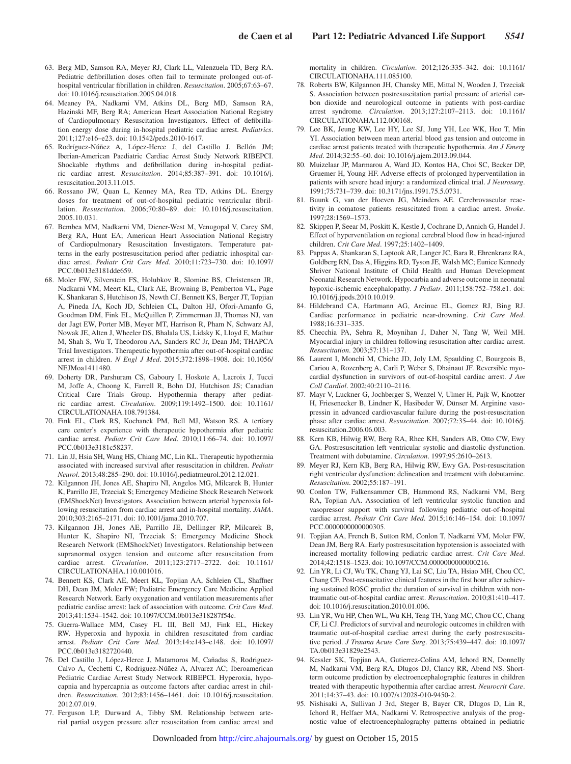63. Berg MD, Samson RA, Meyer RJ, Clark LL, Valenzuela TD, Berg RA. Pediatric defibrillation doses often fail to terminate prolonged out-of-hospital ventricular fibrillation in children. *Resuscitation*. 2005;67:63–67. doi: 10.1016/j.resuscitation.2005.04.018.
64. Meaney PA, Nadkarni VM, Atkins DL, Berg MD, Samson RA, Hazinski MF, Berg RA; American Heart Association National Registry of Cardiopulmonary Resuscitation Investigators. Effect of defibrillation energy dose during in-hospital pediatric cardiac arrest. *Pediatrics*. 2011;127:e16–e23. doi: 10.1542/peds.2010-1617.
65. Rodríguez-Núñez A, López-Herce J, del Castillo J, Bellón JM; Iberian-American Paediatric Cardiac Arrest Study Network RIBEPCI. Shockable rhythms and defibrillation during in-hospital pediatric cardiac arrest. *Resuscitation*. 2014;85:387–391. doi: 10.1016/j.resuscitation.2013.11.015.
66. Rossano JW, Quan L, Kenney MA, Rea TD, Atkins DL. Energy doses for treatment of out-of-hospital pediatric ventricular fibrillation. *Resuscitation*. 2006;70:80–89. doi: 10.1016/j.resuscitation.2005.10.031.
67. Bembea MM, Nadkarni VM, Diener-West M, Venugopal V, Carey SM, Berg RA, Hunt EA; American Heart Association National Registry of Cardiopulmonary Resuscitation Investigators. Temperature patterns in the early postresuscitation period after pediatric inhospital cardiac arrest. *Pediatr Crit Care Med*. 2010;11:723–730. doi: 10.1097/PCC.0b013e3181dde659.
68. Moler FW, Silverstein FS, Holubkov R, Slomine BS, Christensen JR, Nadkarni VM, Meert KL, Clark AE, Browning B, Pemberton VL, Page K, Shankaran S, Hutchison JS, Newth CJ, Bennett KS, Berger JT, Topjian A, Pineda JA, Koch JD, Schleien CL, Dalton HJ, Ofori-Amanfo G, Goodman DM, Fink EL, McQuillen P, Zimmerman JJ, Thomas NJ, van der Jagt EW, Porter MB, Meyer MT, Harrison R, Pham N, Schwarz AJ, Nowak JE, Alten J, Wheeler DS, Bhalala US, Lidsky K, Lloyd E, Mathur M, Shah S, Wu T, Theodorou AA, Sanders RC Jr, Dean JM; THAPCA Trial Investigators. Therapeutic hypothermia after out-of-hospital cardiac arrest in children. *N Engl J Med*. 2015;372:1898–1908. doi: 10.1056/NEJMoa1411480.
69. Doherty DR, Parshuram CS, Gaboury I, Hoskote A, Lacroix J, Tucci M, Joffe A, Choong K, Farrell R, Bohn DJ, Hutchison JS; Canadian Critical Care Trials Group. Hypothermia therapy after pediatric cardiac arrest. *Circulation*. 2009;119:1492–1500. doi: 10.1161/CIRCULATIONAHA.108.791384.
70. Fink EL, Clark RS, Kochanek PM, Bell MJ, Watson RS. A tertiary care center's experience with therapeutic hypothermia after pediatric cardiac arrest. *Pediatr Crit Care Med*. 2010;11:66–74. doi: 10.1097/PCC.0b013e3181c58237.
71. Lin JJ, Hsia SH, Wang HS, Chiang MC, Lin KL. Therapeutic hypothermia associated with increased survival after resuscitation in children. *Pediatr Neurol*. 2013;48:285–290. doi: 10.1016/j.pediatrneurol.2012.12.021.
72. Kilgannon JH, Jones AE, Shapiro NI, Angelos MG, Milcarek B, Hunter K, Parrillo JE, Trzeciak S; Emergency Medicine Shock Research Network (EMShockNet) Investigators. Association between arterial hyperoxia following resuscitation from cardiac arrest and in-hospital mortality. *JAMA*. 2010;303:2165–2171. doi: 10.1001/jama.2010.707.
73. Kilgannon JH, Jones AE, Parrillo JE, Dellinger RP, Milcarek B, Hunter K, Shapiro NI, Trzeciak S; Emergency Medicine Shock Research Network (EMShockNet) Investigators. Relationship between supranormal oxygen tension and outcome after resuscitation from cardiac arrest. *Circulation*. 2011;123:2717–2722. doi: 10.1161/CIRCULATIONAHA.110.001016.
74. Bennett KS, Clark AE, Meert KL, Topjian AA, Schleien CL, Shaffner DH, Dean JM, Moler FW; Pediatric Emergency Care Medicine Applied Research Network. Early oxygenation and ventilation measurements after pediatric cardiac arrest: lack of association with outcome. *Crit Care Med*. 2013;41:1534–1542. doi: 10.1097/CCM.0b013e318287f54c.
75. Guerra-Wallace MM, Casey FL III, Bell MJ, Fink EL, Hickey RW. Hyperoxia and hypoxia in children resuscitated from cardiac arrest. *Pediatr Crit Care Med*. 2013;14:e143–e148. doi: 10.1097/PCC.0b013e3182720440.
76. Del Castillo J, López-Herce J, Matamoros M, Cañadas S, Rodriguez-Calvo A, Cechetti C, Rodriguez-Núñez A, Alvarez AC; Iberoamerican Pediatric Cardiac Arrest Study Network RIBEPCI. Hyperoxia, hypocapnia and hypercapnia as outcome factors after cardiac arrest in children. *Resuscitation*. 2012;83:1456–1461. doi: 10.1016/j.resuscitation.2012.07.019.
77. Ferguson LP, Durward A, Tibby SM. Relationship between arterial partial oxygen pressure after resuscitation from cardiac arrest and mortality in children. *Circulation*. 2012;126:335–342. doi: 10.1161/CIRCULATIONAHA.111.085100.
78. Roberts BW, Kilgannon JH, Chansky ME, Mittal N, Wooden J, Trzeciak S. Association between postresuscitation partial pressure of arterial carbon dioxide and neurological outcome in patients with post-cardiac arrest syndrome. *Circulation*. 2013;127:2107–2113. doi: 10.1161/CIRCULATIONAHA.112.000168.
79. Lee BK, Jeung KW, Lee HY, Lee SJ, Jung YH, Lee WK, Heo T, Min YI. Association between mean arterial blood gas tension and outcome in cardiac arrest patients treated with therapeutic hypothermia. *Am J Emerg Med*. 2014;32:55–60. doi: 10.1016/j.ajem.2013.09.044.
80. Muizelaar JP, Marmarou A, Ward JD, Kontos HA, Choi SC, Becker DP, Gruemer H, Young HF. Adverse effects of prolonged hyperventilation in patients with severe head injury: a randomized clinical trial. *J Neurosurg*. 1991;75:731–739. doi: 10.3171/jns.1991.75.5.0731.
81. Buunk G, van der Hoeven JG, Meinders AE. Cerebrovascular reactivity in comatose patients resuscitated from a cardiac arrest. *Stroke*. 1997;28:1569–1573.
82. Skippen P, Seear M, Poskitt K, Kestle J, Cochrane D, Annich G, Handel J. Effect of hyperventilation on regional cerebral blood flow in head-injured children. *Crit Care Med*. 1997;25:1402–1409.
83. Pappas A, Shankaran S, Laptook AR, Langer JC, Bara R, Ehrenkranz RA, Goldberg RN, Das A, Higgins RD, Tyson JE, Walsh MC; Eunice Kennedy Shriver National Institute of Child Health and Human Development Neonatal Research Network. Hypocarbia and adverse outcome in neonatal hypoxic-ischemic encephalopathy. *J Pediatr*. 2011;158:752–758.e1. doi: 10.1016/j.jpeds.2010.10.019.
84. Hildebrand CA, Hartmann AG, Arcinue EL, Gomez RJ, Bing RJ. Cardiac performance in pediatric near-drowning. *Crit Care Med*. 1988;16:331–335.
85. Checchia PA, Sehra R, Moynihan J, Daher N, Tang W, Weil MH. Myocardial injury in children following resuscitation after cardiac arrest. *Resuscitation*. 2003;57:131–137.
86. Laurent I, Monchi M, Chiche JD, Joly LM, Spaulding C, Bourgeois B, Cariou A, Rozenberg A, Carli P, Weber S, Dhainaut JF. Reversible myocardial dysfunction in survivors of out-of-hospital cardiac arrest. *J Am Coll Cardiol*. 2002;40:2110–2116.
87. Mayr V, Luckner G, Jochberger S, Wenzel V, Ulmer H, Pajk W, Knotzer H, Friesenecker B, Lindner K, Hasibeder W, Dünser M. Arginine vasopressin in advanced cardiovascular failure during the post-resuscitation phase after cardiac arrest. *Resuscitation*. 2007;72:35–44. doi: 10.1016/j.resuscitation.2006.06.003.
88. Kern KB, Hilwig RW, Berg RA, Rhee KH, Sanders AB, Otto CW, Ewy GA. Postresuscitation left ventricular systolic and diastolic dysfunction. Treatment with dobutamine. *Circulation*. 1997;95:2610–2613.
89. Meyer RJ, Kern KB, Berg RA, Hilwig RW, Ewy GA. Post-resuscitation right ventricular dysfunction: delineation and treatment with dobutamine. *Resuscitation*. 2002;55:187–191.
90. Conlon TW, Falkensammer CB, Hammond RS, Nadkarni VM, Berg RA, Topjian AA. Association of left ventricular systolic function and vasopressor support with survival following pediatric out-of-hospital cardiac arrest. *Pediatr Crit Care Med*. 2015;16:146–154. doi: 10.1097/PCC.0000000000000305.
91. Topjian AA, French B, Sutton RM, Conlon T, Nadkarni VM, Moler FW, Dean JM, Berg RA. Early postresuscitation hypotension is associated with increased mortality following pediatric cardiac arrest. *Crit Care Med*. 2014;42:1518–1523. doi: 10.1097/CCM.0000000000000216.
92. Lin YR, Li CJ, Wu TK, Chang YJ, Lai SC, Liu TA, Hsiao MH, Chou CC, Chang CF. Post-resuscitative clinical features in the first hour after achieving sustained ROSC predict the duration of survival in children with non-traumatic out-of-hospital cardiac arrest. *Resuscitation*. 2010;81:410–417. doi: 10.1016/j.resuscitation.2010.01.006.
93. Lin YR, Wu HP, Chen WL, Wu KH, Teng TH, Yang MC, Chou CC, Chang CF, Li CJ. Predictors of survival and neurologic outcomes in children with traumatic out-of-hospital cardiac arrest during the early postresuscitative period. *J Trauma Acute Care Surg*. 2013;75:439–447. doi: 10.1097/TA.0b013e31829e2543.
94. Kessler SK, Topjian AA, Gutierrez-Colina AM, Ichord RN, Donnelly M, Nadkarni VM, Berg RA, Dlugos DJ, Clancy RR, Abend NS. Short-term outcome prediction by electroencephalographic features in children treated with therapeutic hypothermia after cardiac arrest. *Neurocrit Care*. 2011;14:37–43. doi: 10.1007/s12028-010-9450-2.
95. Nishisaki A, Sullivan J 3rd, Steger B, Bayer CR, Dlugos D, Lin R, Ichord R, Helfaer MA, Nadkarni V. Retrospective analysis of the prognostic value of electroencephalography patterns obtained in pediatric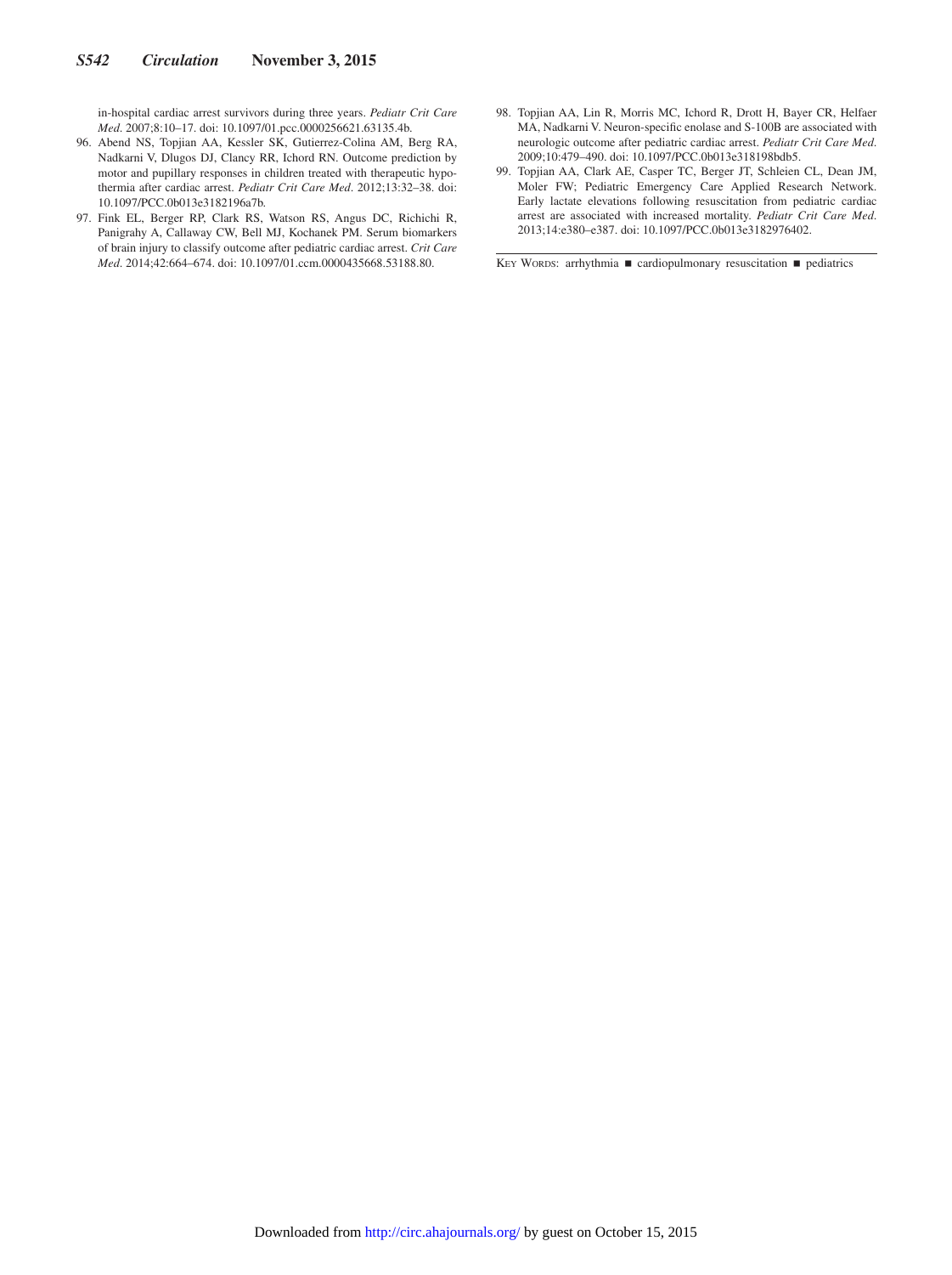in-hospital cardiac arrest survivors during three years. *Pediatr Crit Care Med*. 2007;8:10–17. doi: 10.1097/01.pcc.0000256621.63135.4b.

96. Abend NS, Topjian AA, Kessler SK, Gutierrez-Colina AM, Berg RA, Nadkarni V, Dlugos DJ, Clancy RR, Ichord RN. Outcome prediction by motor and pupillary responses in children treated with therapeutic hypothermia after cardiac arrest. *Pediatr Crit Care Med*. 2012;13:32–38. doi: 10.1097/PCC.0b013e3182196a7b.
97. Fink EL, Berger RP, Clark RS, Watson RS, Angus DC, Richichi R, Panigrahy A, Callaway CW, Bell MJ, Kochanek PM. Serum biomarkers of brain injury to classify outcome after pediatric cardiac arrest. *Crit Care Med*. 2014;42:664–674. doi: 10.1097/01.ccm.0000435668.53188.80.
98. Topjian AA, Lin R, Morris MC, Ichord R, Drott H, Bayer CR, Helfaer MA, Nadkarni V. Neuron-specific enolase and S-100B are associated with neurologic outcome after pediatric cardiac arrest. *Pediatr Crit Care Med*. 2009;10:479–490. doi: 10.1097/PCC.0b013e318198bdb5.
99. Topjian AA, Clark AE, Casper TC, Berger JT, Schleien CL, Dean JM, Moler FW; Pediatric Emergency Care Applied Research Network. Early lactate elevations following resuscitation from pediatric cardiac arrest are associated with increased mortality. *Pediatr Crit Care Med*. 2013;14:e380–e387. doi: 10.1097/PCC.0b013e3182976402.

KEY WORDS: arrhythmia ■ cardiopulmonary resuscitation ■ pediatrics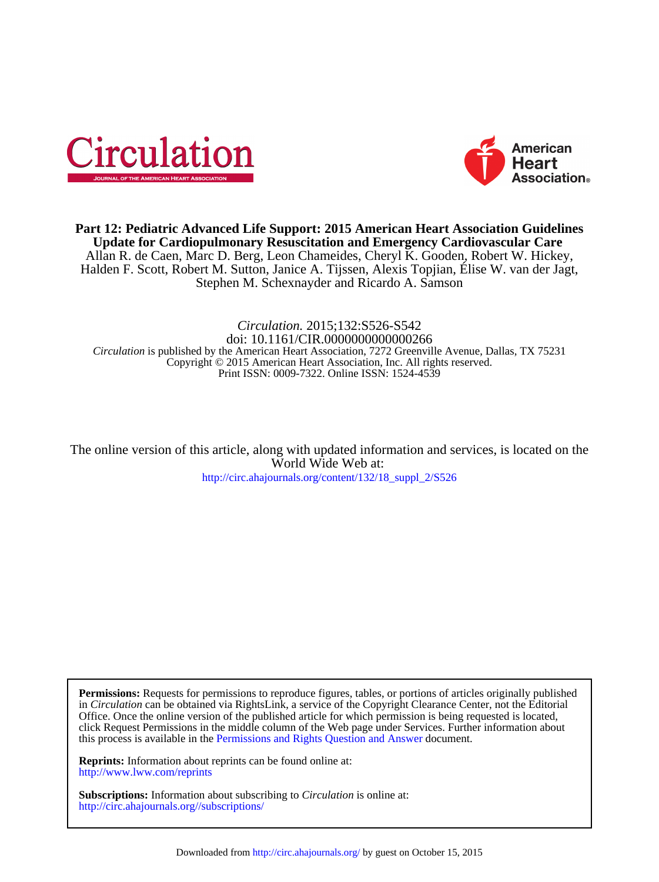**Part 12: Pediatric Advanced Life Support: 2015 American Heart Association Guidelines Update for Cardiopulmonary Resuscitation and Emergency Cardiovascular Care**

Allan R. de Caen, Marc D. Berg, Leon Chameides, Cheryl K. Gooden, Robert W. Hickey, Halden F. Scott, Robert M. Sutton, Janice A. Tijssen, Alexis Topjian, Élise W. van der Jagt, Stephen M. Schexnayder and Ricardo A. Samson

*Circulation.* 2015;132:S526-S542

doi: 10.1161/CIR.0000000000000266

*Circulation* is published by the American Heart Association, 7272 Greenville Avenue, Dallas, TX 75231

Copyright © 2015 American Heart Association, Inc. All rights reserved.

Print ISSN: 0009-7322. Online ISSN: 1524-4539

The online version of this article, along with updated information and services, is located on the World Wide Web at:

http://circ.ahajournals.org/content/132/18_suppl_2/S526

**Permissions:** Requests for permissions to reproduce figures, tables, or portions of articles originally published in *Circulation* can be obtained via RightsLink, a service of the Copyright Clearance Center, not the Editorial Office. Once the online version of the published article for which permission is being requested is located, click Request Permissions in the middle column of the Web page under Services. Further information about this process is available in the Permissions and Rights Question and Answer document.

**Reprints:** Information about reprints can be found online at:
http://www.lww.com/reprints

**Subscriptions:** Information about subscribing to *Circulation* is online at:
http://circ.ahajournals.org//subscriptions/

Downloaded from http://circ.ahajournals.org/ by guest on October 15, 2015